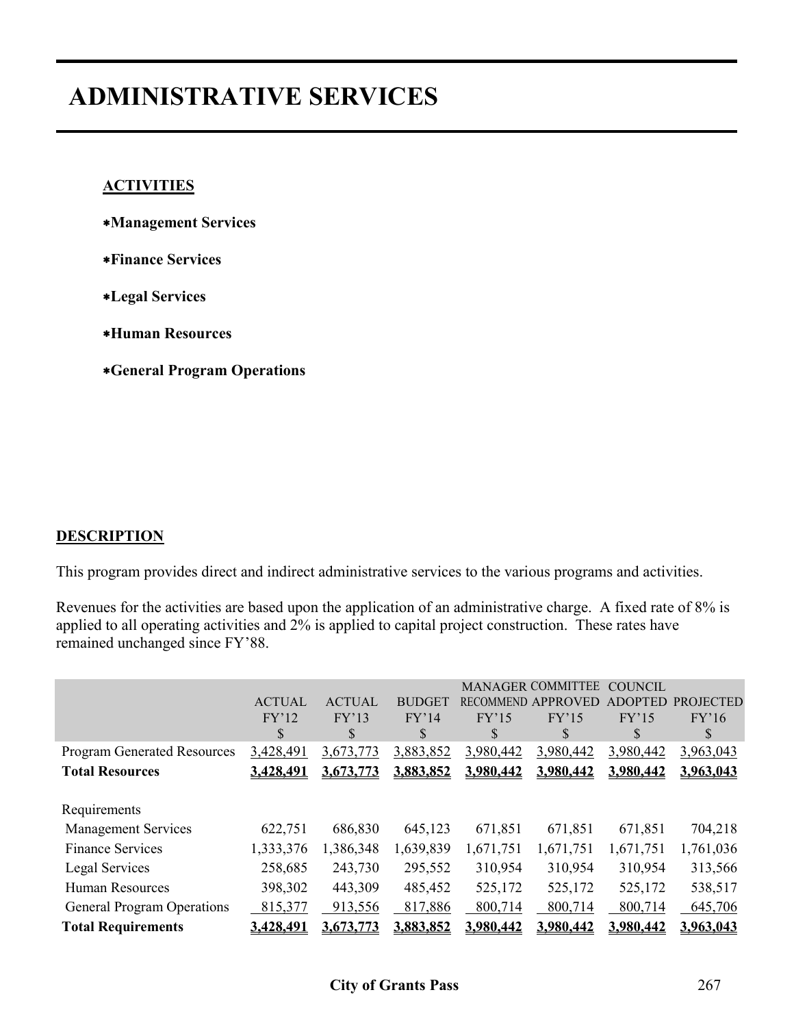# ADMINISTRATIVE SERVICES

**ACTIVITIES**

- **Management Services**
- **Finance Services**
- **Legal Services**
- **Human Resources**
- **General Program Operations**

**DESCRIPTION**

This program provides direct and indirect administrative services to the various programs and activities.

Revenues for the activities are based upon the application of an administrative charge. A fixed rate of 8% is applied to all operating activities and 2% is applied to capital project construction. These rates have remained unchanged since FY'88.

| | ACTUAL FY'12 $ | ACTUAL FY'13 $ | BUDGET FY'14 $ | MANAGER RECOMMEND FY'15 $ | COMMITTEE APPROVED FY'15 $ | COUNCIL ADOPTED FY'15 $ | PROJECTED FY'16 $ |
|---|---|---|---|---|---|---|---|
| Program Generated Resources | 3,428,491 | 3,673,773 | 3,883,852 | 3,980,442 | 3,980,442 | 3,980,442 | 3,963,043 |
| **Total Resources** | **3,428,491** | **3,673,773** | **3,883,852** | **3,980,442** | **3,980,442** | **3,980,442** | **3,963,043** |
| Requirements | | | | | | | |
| Management Services | 622,751 | 686,830 | 645,123 | 671,851 | 671,851 | 671,851 | 704,218 |
| Finance Services | 1,333,376 | 1,386,348 | 1,639,839 | 1,671,751 | 1,671,751 | 1,671,751 | 1,761,036 |
| Legal Services | 258,685 | 243,730 | 295,552 | 310,954 | 310,954 | 310,954 | 313,566 |
| Human Resources | 398,302 | 443,309 | 485,452 | 525,172 | 525,172 | 525,172 | 538,517 |
| General Program Operations | 815,377 | 913,556 | 817,886 | 800,714 | 800,714 | 800,714 | 645,706 |
| **Total Requirements** | **3,428,491** | **3,673,773** | **3,883,852** | **3,980,442** | **3,980,442** | **3,980,442** | **3,963,043** |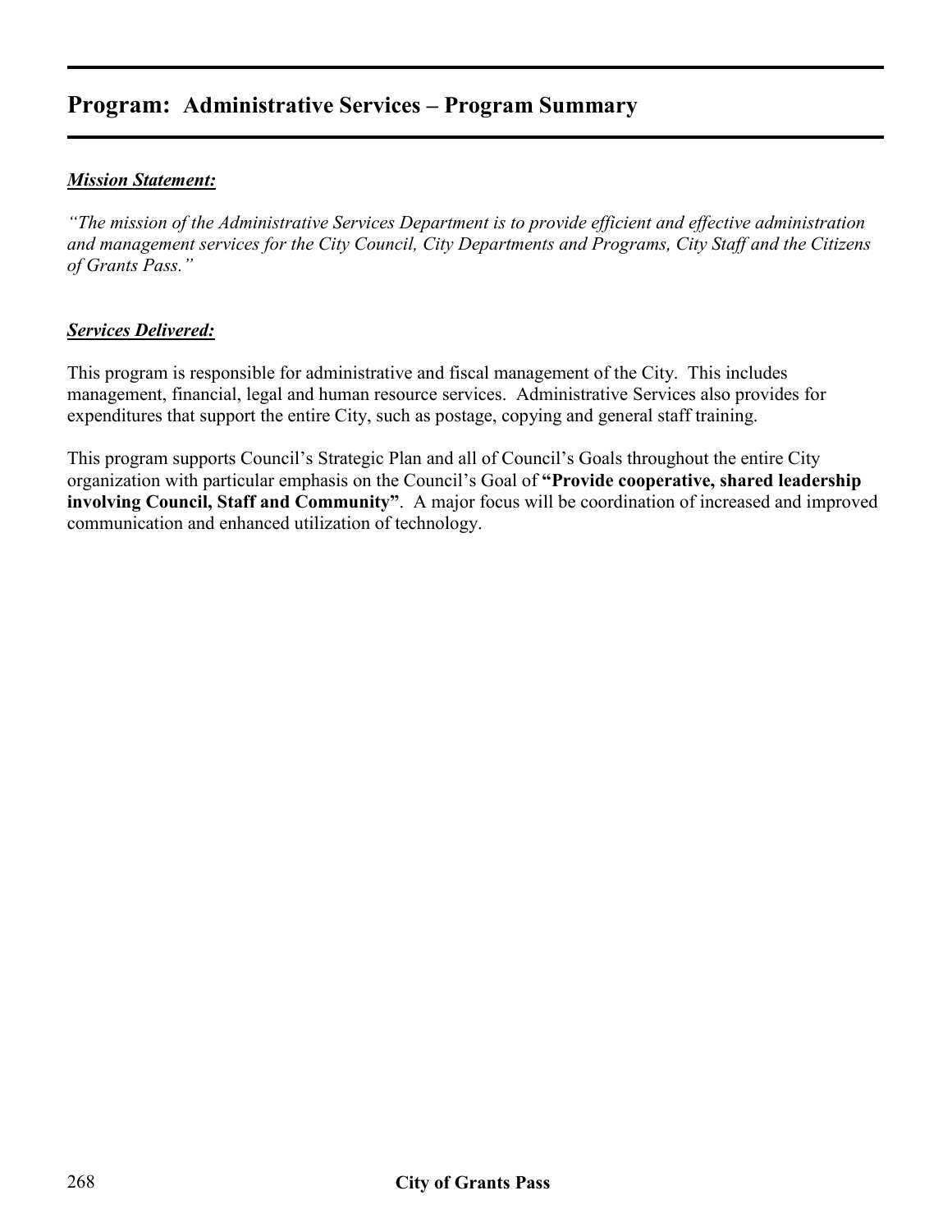## Program: Administrative Services – Program Summary

***Mission Statement:***

*"The mission of the Administrative Services Department is to provide efficient and effective administration and management services for the City Council, City Departments and Programs, City Staff and the Citizens of Grants Pass."*

***Services Delivered:***

This program is responsible for administrative and fiscal management of the City. This includes management, financial, legal and human resource services. Administrative Services also provides for expenditures that support the entire City, such as postage, copying and general staff training.

This program supports Council's Strategic Plan and all of Council's Goals throughout the entire City organization with particular emphasis on the Council's Goal of **"Provide cooperative, shared leadership involving Council, Staff and Community"**. A major focus will be coordination of increased and improved communication and enhanced utilization of technology.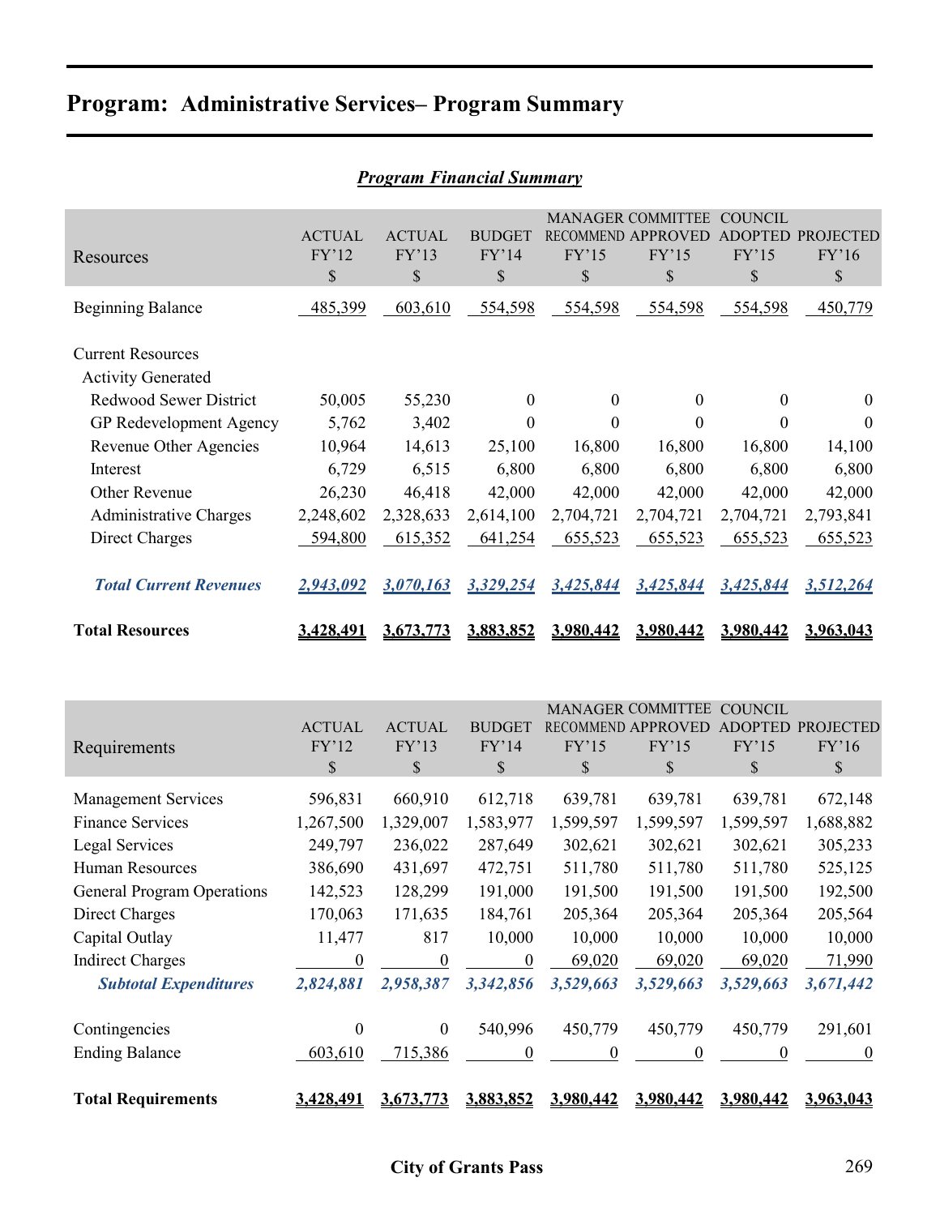# Program: Administrative Services– Program Summary

## *Program Financial Summary*

| Resources | ACTUAL FY'12 $ | ACTUAL FY'13 $ | BUDGET FY'14 $ | MANAGER RECOMMEND FY'15 $ | COMMITTEE APPROVED FY'15 $ | COUNCIL ADOPTED FY'15 $ | PROJECTED FY'16 $ |
|---|---|---|---|---|---|---|---|
| Beginning Balance | 485,399 | 603,610 | 554,598 | 554,598 | 554,598 | 554,598 | 450,779 |
| Current Resources | | | | | | | |
| Activity Generated | | | | | | | |
| Redwood Sewer District | 50,005 | 55,230 | 0 | 0 | 0 | 0 | 0 |
| GP Redevelopment Agency | 5,762 | 3,402 | 0 | 0 | 0 | 0 | 0 |
| Revenue Other Agencies | 10,964 | 14,613 | 25,100 | 16,800 | 16,800 | 16,800 | 14,100 |
| Interest | 6,729 | 6,515 | 6,800 | 6,800 | 6,800 | 6,800 | 6,800 |
| Other Revenue | 26,230 | 46,418 | 42,000 | 42,000 | 42,000 | 42,000 | 42,000 |
| Administrative Charges | 2,248,602 | 2,328,633 | 2,614,100 | 2,704,721 | 2,704,721 | 2,704,721 | 2,793,841 |
| Direct Charges | 594,800 | 615,352 | 641,254 | 655,523 | 655,523 | 655,523 | 655,523 |
| ***Total Current Revenues*** | ***2,943,092*** | ***3,070,163*** | ***3,329,254*** | ***3,425,844*** | ***3,425,844*** | ***3,425,844*** | ***3,512,264*** |
| **Total Resources** | **3,428,491** | **3,673,773** | **3,883,852** | **3,980,442** | **3,980,442** | **3,980,442** | **3,963,043** |

| Requirements | ACTUAL FY'12 $ | ACTUAL FY'13 $ | BUDGET FY'14 $ | MANAGER RECOMMEND FY'15 $ | COMMITTEE APPROVED FY'15 $ | COUNCIL ADOPTED FY'15 $ | PROJECTED FY'16 $ |
|---|---|---|---|---|---|---|---|
| Management Services | 596,831 | 660,910 | 612,718 | 639,781 | 639,781 | 639,781 | 672,148 |
| Finance Services | 1,267,500 | 1,329,007 | 1,583,977 | 1,599,597 | 1,599,597 | 1,599,597 | 1,688,882 |
| Legal Services | 249,797 | 236,022 | 287,649 | 302,621 | 302,621 | 302,621 | 305,233 |
| Human Resources | 386,690 | 431,697 | 472,751 | 511,780 | 511,780 | 511,780 | 525,125 |
| General Program Operations | 142,523 | 128,299 | 191,000 | 191,500 | 191,500 | 191,500 | 192,500 |
| Direct Charges | 170,063 | 171,635 | 184,761 | 205,364 | 205,364 | 205,364 | 205,564 |
| Capital Outlay | 11,477 | 817 | 10,000 | 10,000 | 10,000 | 10,000 | 10,000 |
| Indirect Charges | 0 | 0 | 0 | 69,020 | 69,020 | 69,020 | 71,990 |
| ***Subtotal Expenditures*** | ***2,824,881*** | ***2,958,387*** | ***3,342,856*** | ***3,529,663*** | ***3,529,663*** | ***3,529,663*** | ***3,671,442*** |
| Contingencies | 0 | 0 | 540,996 | 450,779 | 450,779 | 450,779 | 291,601 |
| Ending Balance | 603,610 | 715,386 | 0 | 0 | 0 | 0 | 0 |
| **Total Requirements** | **3,428,491** | **3,673,773** | **3,883,852** | **3,980,442** | **3,980,442** | **3,980,442** | **3,963,043** |

**City of Grants Pass**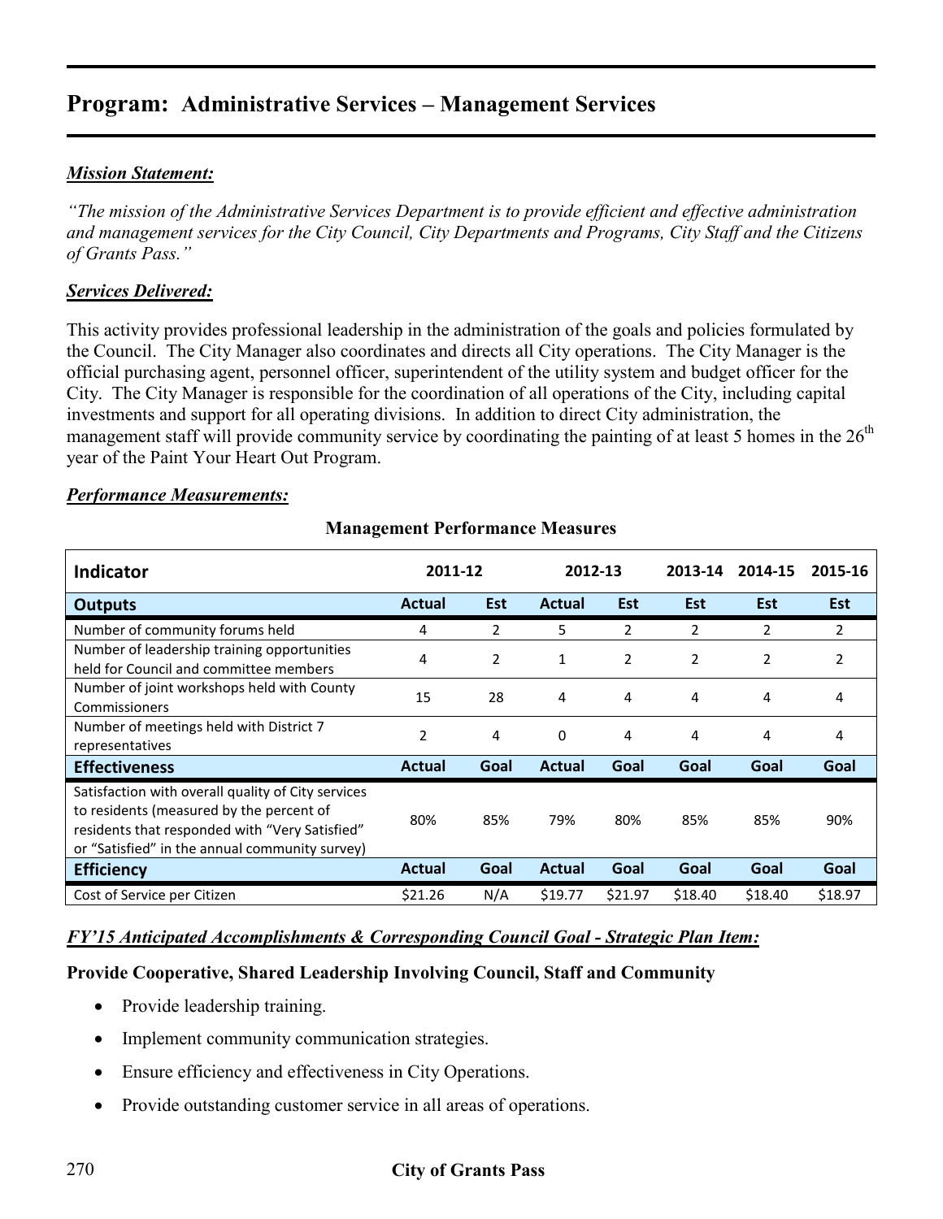# Program: Administrative Services – Management Services

***Mission Statement:***

*"The mission of the Administrative Services Department is to provide efficient and effective administration and management services for the City Council, City Departments and Programs, City Staff and the Citizens of Grants Pass."*

***Services Delivered:***

This activity provides professional leadership in the administration of the goals and policies formulated by the Council. The City Manager also coordinates and directs all City operations. The City Manager is the official purchasing agent, personnel officer, superintendent of the utility system and budget officer for the City. The City Manager is responsible for the coordination of all operations of the City, including capital investments and support for all operating divisions. In addition to direct City administration, the management staff will provide community service by coordinating the painting of at least 5 homes in the 26th year of the Paint Your Heart Out Program.

***Performance Measurements:***

**Management Performance Measures**

| Indicator | 2011-12 | | 2012-13 | | 2013-14 | 2014-15 | 2015-16 |
|---|---|---|---|---|---|---|---|
| **Outputs** | **Actual** | **Est** | **Actual** | **Est** | **Est** | **Est** | **Est** |
| Number of community forums held | 4 | 2 | 5 | 2 | 2 | 2 | 2 |
| Number of leadership training opportunities held for Council and committee members | 4 | 2 | 1 | 2 | 2 | 2 | 2 |
| Number of joint workshops held with County Commissioners | 15 | 28 | 4 | 4 | 4 | 4 | 4 |
| Number of meetings held with District 7 representatives | 2 | 4 | 0 | 4 | 4 | 4 | 4 |
| **Effectiveness** | **Actual** | **Goal** | **Actual** | **Goal** | **Goal** | **Goal** | **Goal** |
| Satisfaction with overall quality of City services to residents (measured by the percent of residents that responded with "Very Satisfied" or "Satisfied" in the annual community survey) | 80% | 85% | 79% | 80% | 85% | 85% | 90% |
| **Efficiency** | **Actual** | **Goal** | **Actual** | **Goal** | **Goal** | **Goal** | **Goal** |
| Cost of Service per Citizen | $21.26 | N/A | $19.77 | $21.97 | $18.40 | $18.40 | $18.97 |

***FY'15 Anticipated Accomplishments & Corresponding Council Goal - Strategic Plan Item:***

**Provide Cooperative, Shared Leadership Involving Council, Staff and Community**

- Provide leadership training.
- Implement community communication strategies.
- Ensure efficiency and effectiveness in City Operations.
- Provide outstanding customer service in all areas of operations.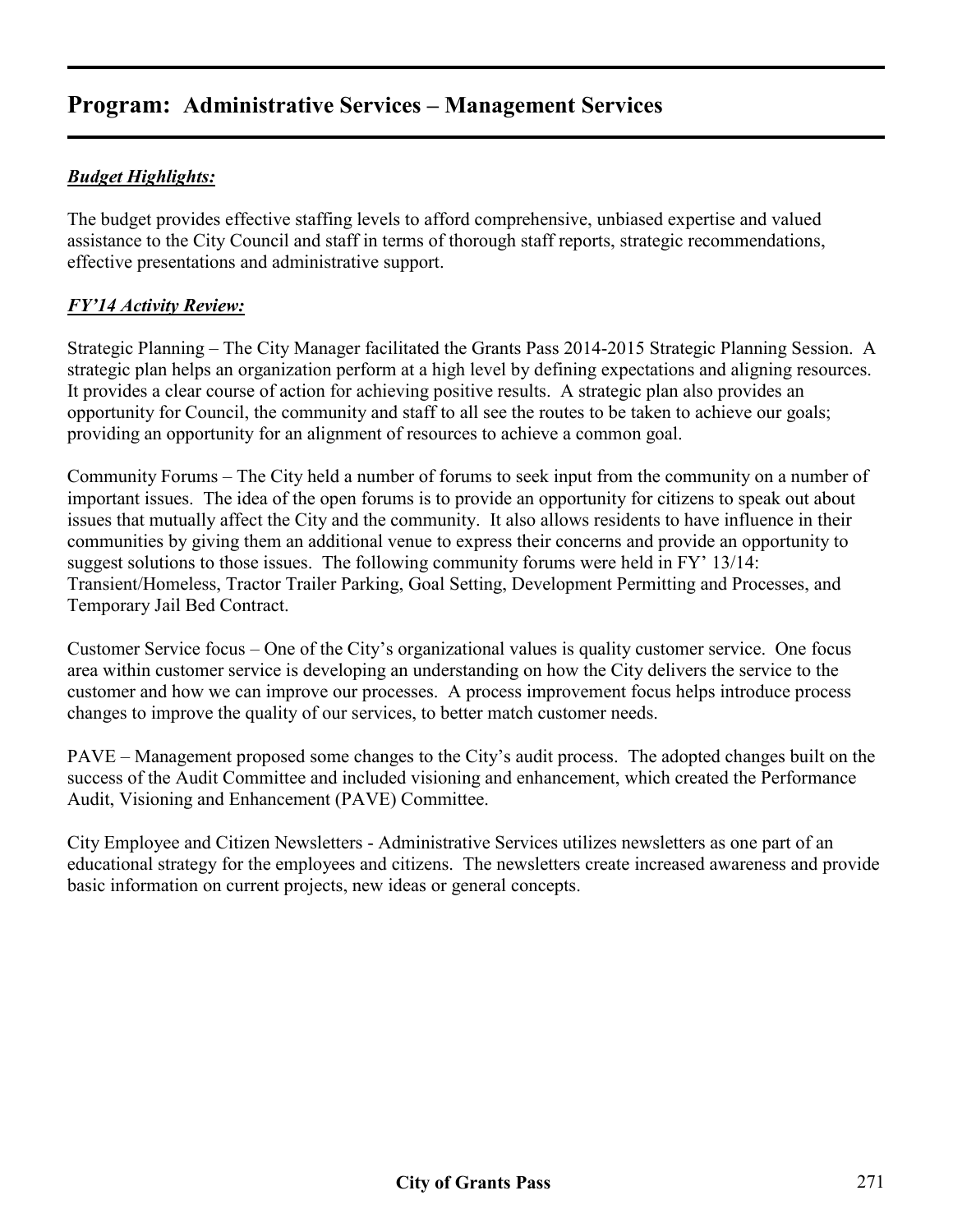# Program: Administrative Services – Management Services

***Budget Highlights:***

The budget provides effective staffing levels to afford comprehensive, unbiased expertise and valued assistance to the City Council and staff in terms of thorough staff reports, strategic recommendations, effective presentations and administrative support.

***FY'14 Activity Review:***

Strategic Planning – The City Manager facilitated the Grants Pass 2014-2015 Strategic Planning Session. A strategic plan helps an organization perform at a high level by defining expectations and aligning resources. It provides a clear course of action for achieving positive results. A strategic plan also provides an opportunity for Council, the community and staff to all see the routes to be taken to achieve our goals; providing an opportunity for an alignment of resources to achieve a common goal.

Community Forums – The City held a number of forums to seek input from the community on a number of important issues. The idea of the open forums is to provide an opportunity for citizens to speak out about issues that mutually affect the City and the community. It also allows residents to have influence in their communities by giving them an additional venue to express their concerns and provide an opportunity to suggest solutions to those issues. The following community forums were held in FY' 13/14: Transient/Homeless, Tractor Trailer Parking, Goal Setting, Development Permitting and Processes, and Temporary Jail Bed Contract.

Customer Service focus – One of the City's organizational values is quality customer service. One focus area within customer service is developing an understanding on how the City delivers the service to the customer and how we can improve our processes. A process improvement focus helps introduce process changes to improve the quality of our services, to better match customer needs.

PAVE – Management proposed some changes to the City's audit process. The adopted changes built on the success of the Audit Committee and included visioning and enhancement, which created the Performance Audit, Visioning and Enhancement (PAVE) Committee.

City Employee and Citizen Newsletters - Administrative Services utilizes newsletters as one part of an educational strategy for the employees and citizens. The newsletters create increased awareness and provide basic information on current projects, new ideas or general concepts.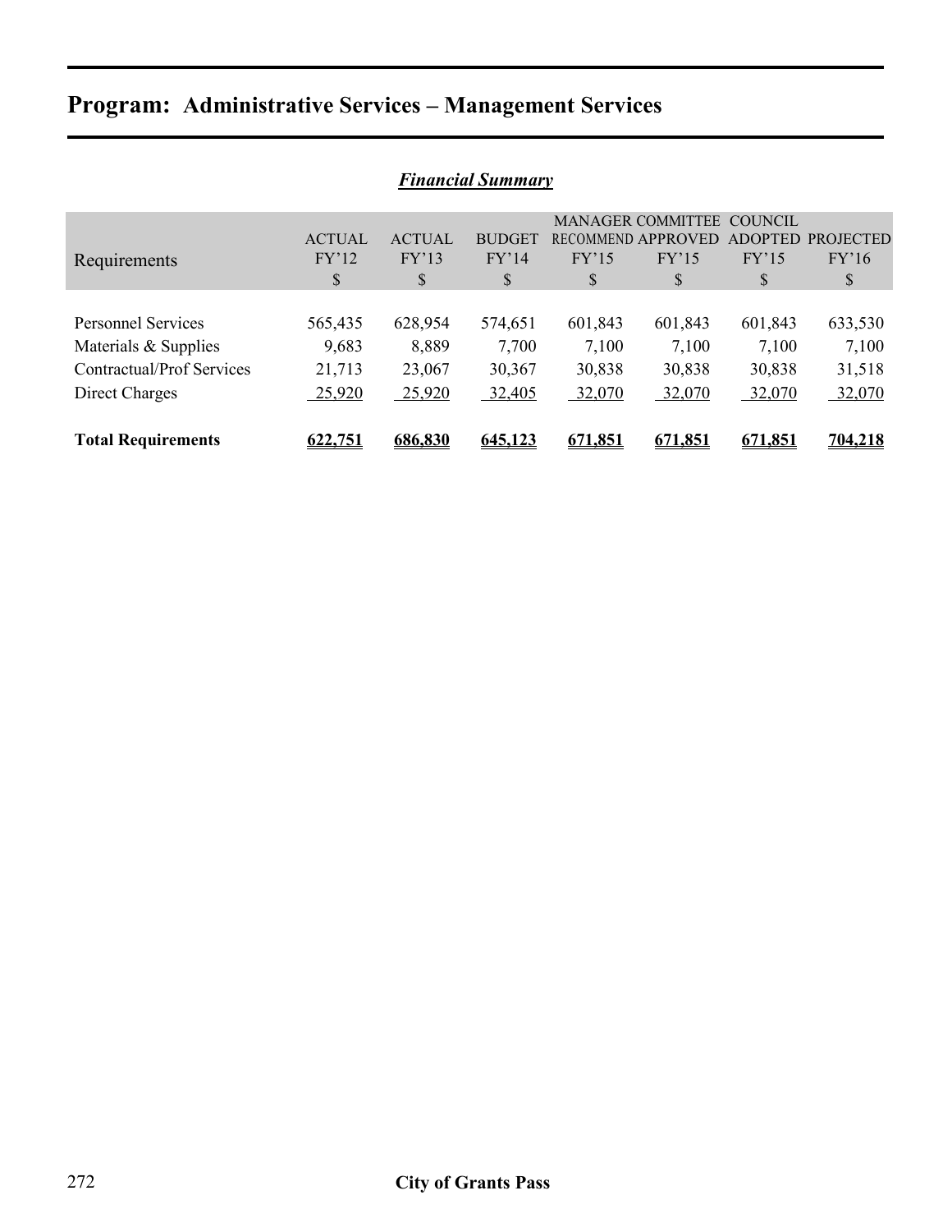# Program: Administrative Services – Management Services

***Financial Summary***

| Requirements | ACTUAL FY'12 $ | ACTUAL FY'13 $ | BUDGET FY'14 $ | MANAGER RECOMMEND FY'15 $ | COMMITTEE APPROVED FY'15 $ | COUNCIL ADOPTED FY'15 $ | PROJECTED FY'16 $ |
|---|---|---|---|---|---|---|---|
| Personnel Services | 565,435 | 628,954 | 574,651 | 601,843 | 601,843 | 601,843 | 633,530 |
| Materials & Supplies | 9,683 | 8,889 | 7,700 | 7,100 | 7,100 | 7,100 | 7,100 |
| Contractual/Prof Services | 21,713 | 23,067 | 30,367 | 30,838 | 30,838 | 30,838 | 31,518 |
| Direct Charges | 25,920 | 25,920 | 32,405 | 32,070 | 32,070 | 32,070 | 32,070 |
| **Total Requirements** | **622,751** | **686,830** | **645,123** | **671,851** | **671,851** | **671,851** | **704,218** |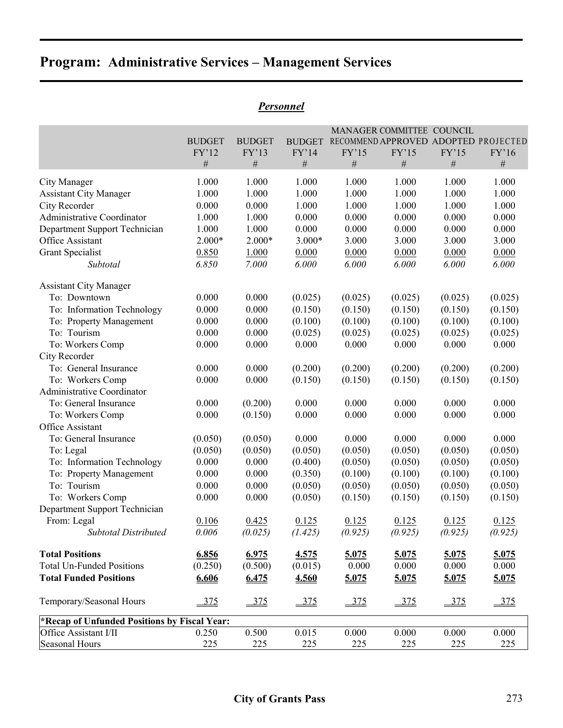# Program: Administrative Services – Management Services

## *Personnel*

| | BUDGET FY'12 # | BUDGET FY'13 # | BUDGET FY'14 # | MANAGER RECOMMEND FY'15 # | COMMITTEE APPROVED FY'15 # | COUNCIL ADOPTED FY'15 # | PROJECTED FY'16 # |
|---|---|---|---|---|---|---|---|
| City Manager | 1.000 | 1.000 | 1.000 | 1.000 | 1.000 | 1.000 | 1.000 |
| Assistant City Manager | 1.000 | 1.000 | 1.000 | 1.000 | 1.000 | 1.000 | 1.000 |
| City Recorder | 0.000 | 0.000 | 1.000 | 1.000 | 1.000 | 1.000 | 1.000 |
| Administrative Coordinator | 1.000 | 1.000 | 0.000 | 0.000 | 0.000 | 0.000 | 0.000 |
| Department Support Technician | 1.000 | 1.000 | 0.000 | 0.000 | 0.000 | 0.000 | 0.000 |
| Office Assistant | 2.000* | 2.000* | 3.000* | 3.000 | 3.000 | 3.000 | 3.000 |
| Grant Specialist | 0.850 | 1.000 | 0.000 | 0.000 | 0.000 | 0.000 | 0.000 |
| *Subtotal* | *6.850* | *7.000* | *6.000* | *6.000* | *6.000* | *6.000* | *6.000* |
| Assistant City Manager | | | | | | | |
| To: Downtown | 0.000 | 0.000 | (0.025) | (0.025) | (0.025) | (0.025) | (0.025) |
| To: Information Technology | 0.000 | 0.000 | (0.150) | (0.150) | (0.150) | (0.150) | (0.150) |
| To: Property Management | 0.000 | 0.000 | (0.100) | (0.100) | (0.100) | (0.100) | (0.100) |
| To: Tourism | 0.000 | 0.000 | (0.025) | (0.025) | (0.025) | (0.025) | (0.025) |
| To: Workers Comp | 0.000 | 0.000 | 0.000 | 0.000 | 0.000 | 0.000 | 0.000 |
| City Recorder | | | | | | | |
| To: General Insurance | 0.000 | 0.000 | (0.200) | (0.200) | (0.200) | (0.200) | (0.200) |
| To: Workers Comp | 0.000 | 0.000 | (0.150) | (0.150) | (0.150) | (0.150) | (0.150) |
| Administrative Coordinator | | | | | | | |
| To: General Insurance | 0.000 | (0.200) | 0.000 | 0.000 | 0.000 | 0.000 | 0.000 |
| To: Workers Comp | 0.000 | (0.150) | 0.000 | 0.000 | 0.000 | 0.000 | 0.000 |
| Office Assistant | | | | | | | |
| To: General Insurance | (0.050) | (0.050) | 0.000 | 0.000 | 0.000 | 0.000 | 0.000 |
| To: Legal | (0.050) | (0.050) | (0.050) | (0.050) | (0.050) | (0.050) | (0.050) |
| To: Information Technology | 0.000 | 0.000 | (0.400) | (0.050) | (0.050) | (0.050) | (0.050) |
| To: Property Management | 0.000 | 0.000 | (0.350) | (0.100) | (0.100) | (0.100) | (0.100) |
| To: Tourism | 0.000 | 0.000 | (0.050) | (0.050) | (0.050) | (0.050) | (0.050) |
| To: Workers Comp | 0.000 | 0.000 | (0.050) | (0.150) | (0.150) | (0.150) | (0.150) |
| Department Support Technician | | | | | | | |
| From: Legal | 0.106 | 0.425 | 0.125 | 0.125 | 0.125 | 0.125 | 0.125 |
| *Subtotal Distributed* | *0.006* | *(0.025)* | *(1.425)* | *(0.925)* | *(0.925)* | *(0.925)* | *(0.925)* |
| **Total Positions** | **6.856** | **6.975** | **4.575** | **5.075** | **5.075** | **5.075** | **5.075** |
| Total Un-Funded Positions | (0.250) | (0.500) | (0.015) | 0.000 | 0.000 | 0.000 | 0.000 |
| **Total Funded Positions** | **6.606** | **6.475** | **4.560** | **5.075** | **5.075** | **5.075** | **5.075** |
| Temporary/Seasonal Hours | 375 | 375 | 375 | 375 | 375 | 375 | 375 |
| **\*Recap of Unfunded Positions by Fiscal Year:** | | | | | | | |
| Office Assistant I/II | 0.250 | 0.500 | 0.015 | 0.000 | 0.000 | 0.000 | 0.000 |
| Seasonal Hours | 225 | 225 | 225 | 225 | 225 | 225 | 225 |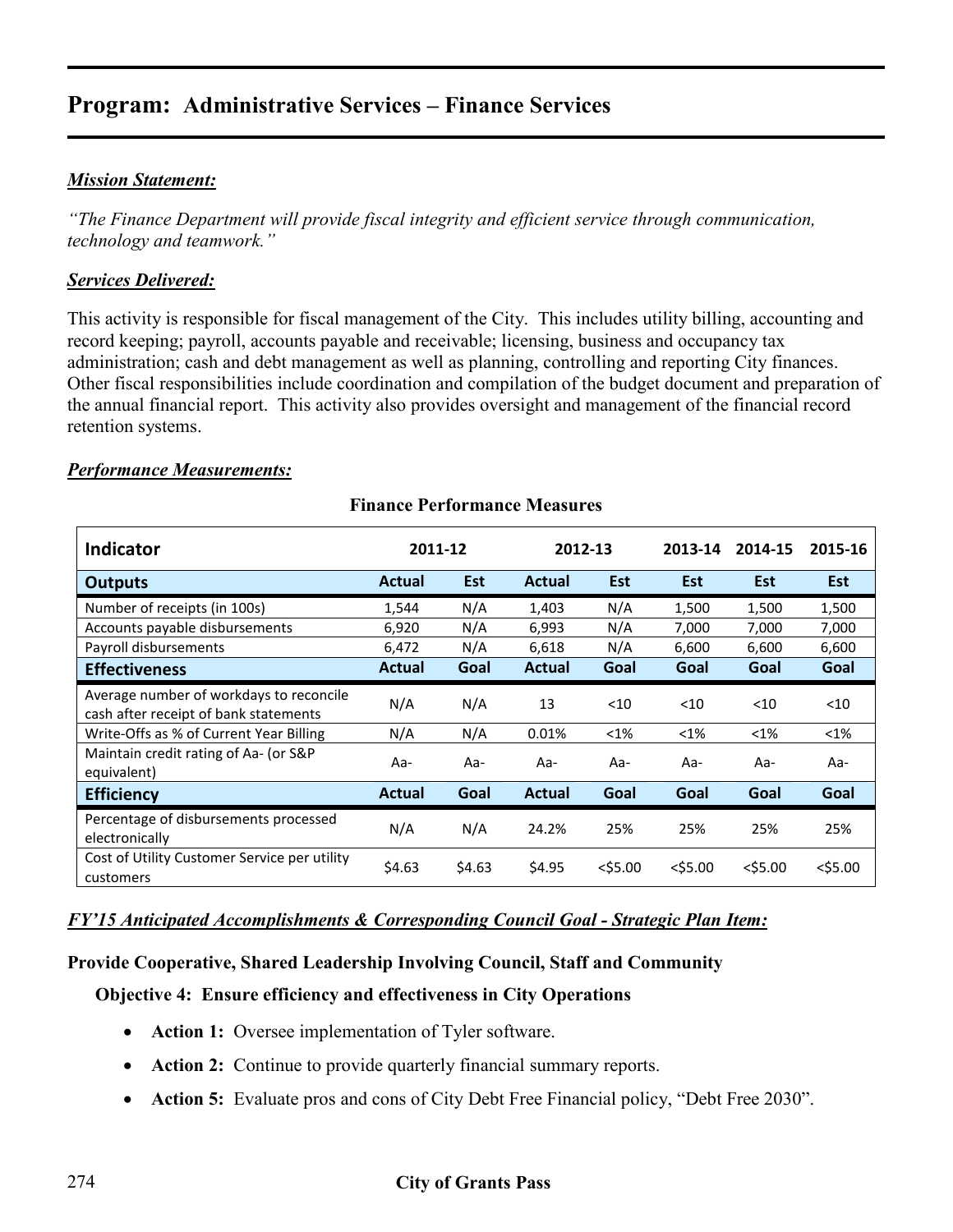# Program: Administrative Services – Finance Services

***Mission Statement:***

*"The Finance Department will provide fiscal integrity and efficient service through communication, technology and teamwork."*

***Services Delivered:***

This activity is responsible for fiscal management of the City. This includes utility billing, accounting and record keeping; payroll, accounts payable and receivable; licensing, business and occupancy tax administration; cash and debt management as well as planning, controlling and reporting City finances. Other fiscal responsibilities include coordination and compilation of the budget document and preparation of the annual financial report. This activity also provides oversight and management of the financial record retention systems.

***Performance Measurements:***

**Finance Performance Measures**

| Indicator | 2011-12 | | 2012-13 | | 2013-14 | 2014-15 | 2015-16 |
|---|---|---|---|---|---|---|---|
| **Outputs** | **Actual** | **Est** | **Actual** | **Est** | **Est** | **Est** | **Est** |
| Number of receipts (in 100s) | 1,544 | N/A | 1,403 | N/A | 1,500 | 1,500 | 1,500 |
| Accounts payable disbursements | 6,920 | N/A | 6,993 | N/A | 7,000 | 7,000 | 7,000 |
| Payroll disbursements | 6,472 | N/A | 6,618 | N/A | 6,600 | 6,600 | 6,600 |
| **Effectiveness** | **Actual** | **Goal** | **Actual** | **Goal** | **Goal** | **Goal** | **Goal** |
| Average number of workdays to reconcile cash after receipt of bank statements | N/A | N/A | 13 | <10 | <10 | <10 | <10 |
| Write-Offs as % of Current Year Billing | N/A | N/A | 0.01% | <1% | <1% | <1% | <1% |
| Maintain credit rating of Aa- (or S&P equivalent) | Aa- | Aa- | Aa- | Aa- | Aa- | Aa- | Aa- |
| **Efficiency** | **Actual** | **Goal** | **Actual** | **Goal** | **Goal** | **Goal** | **Goal** |
| Percentage of disbursements processed electronically | N/A | N/A | 24.2% | 25% | 25% | 25% | 25% |
| Cost of Utility Customer Service per utility customers | $4.63 | $4.63 | $4.95 | <$5.00 | <$5.00 | <$5.00 | <$5.00 |

***FY'15 Anticipated Accomplishments & Corresponding Council Goal - Strategic Plan Item:***

**Provide Cooperative, Shared Leadership Involving Council, Staff and Community**

**Objective 4: Ensure efficiency and effectiveness in City Operations**

- **Action 1:** Oversee implementation of Tyler software.
- **Action 2:** Continue to provide quarterly financial summary reports.
- **Action 5:** Evaluate pros and cons of City Debt Free Financial policy, "Debt Free 2030".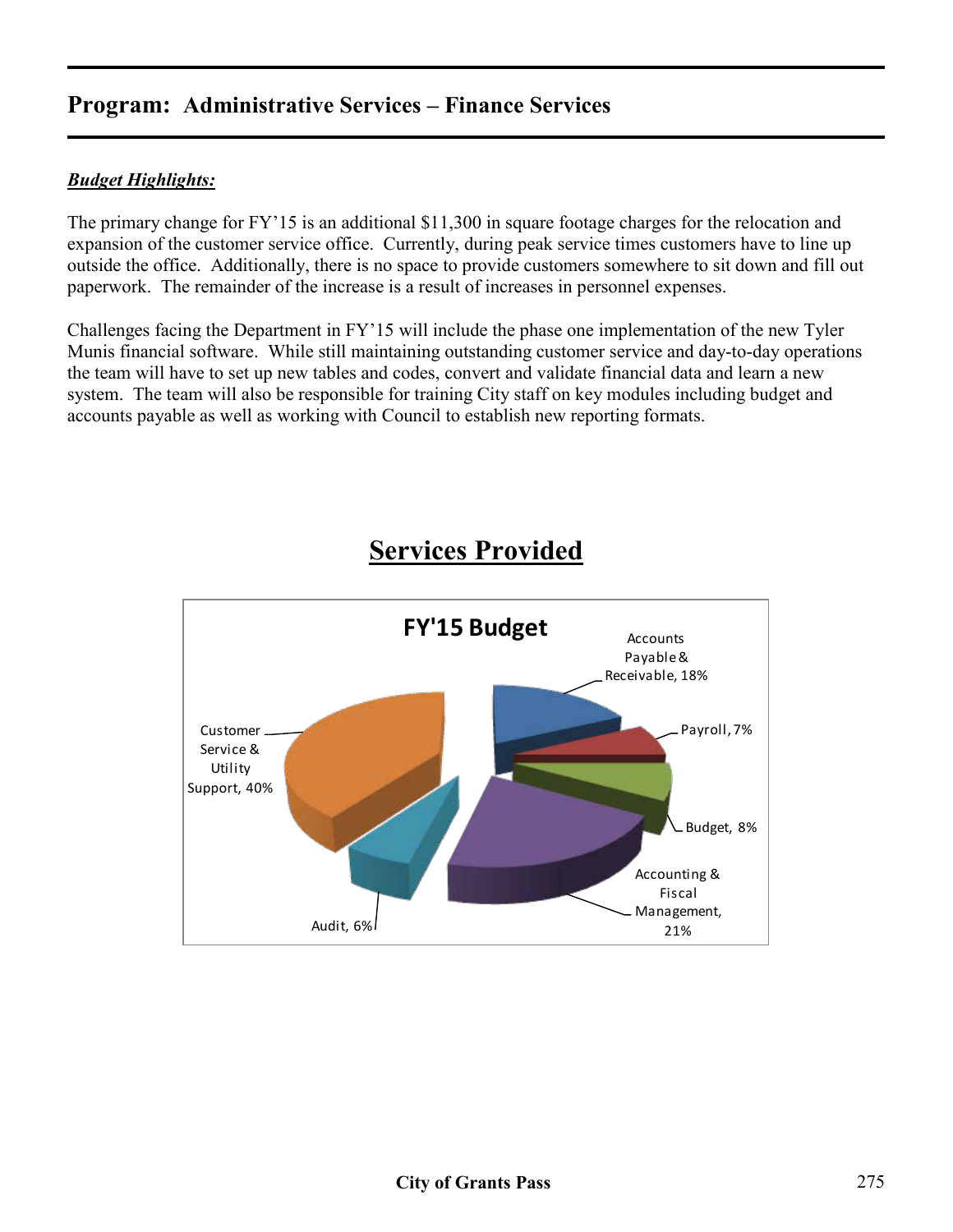## Program: Administrative Services – Finance Services

***Budget Highlights:***

The primary change for FY'15 is an additional $11,300 in square footage charges for the relocation and expansion of the customer service office. Currently, during peak service times customers have to line up outside the office. Additionally, there is no space to provide customers somewhere to sit down and fill out paperwork. The remainder of the increase is a result of increases in personnel expenses.

Challenges facing the Department in FY'15 will include the phase one implementation of the new Tyler Munis financial software. While still maintaining outstanding customer service and day-to-day operations the team will have to set up new tables and codes, convert and validate financial data and learn a new system. The team will also be responsible for training City staff on key modules including budget and accounts payable as well as working with Council to establish new reporting formats.

## Services Provided

**FY'15 Budget**

| Service | Percent |
|---|---|
| Accounts Payable & Receivable | 18% |
| Payroll | 7% |
| Budget | 8% |
| Accounting & Fiscal Management | 21% |
| Audit | 6% |
| Customer Service & Utility Support | 40% |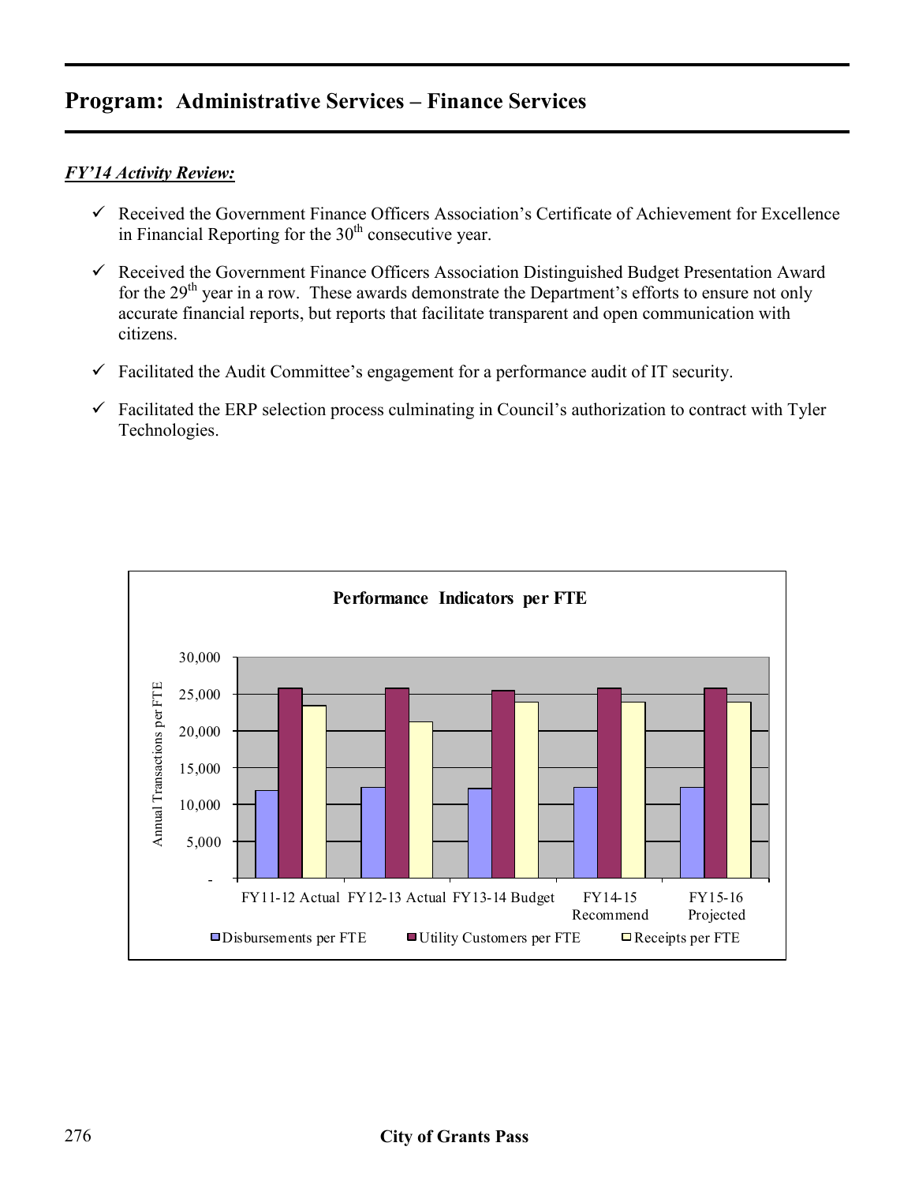## Program: Administrative Services – Finance Services

***FY'14 Activity Review:***

- ✓ Received the Government Finance Officers Association's Certificate of Achievement for Excellence in Financial Reporting for the 30th consecutive year.
- ✓ Received the Government Finance Officers Association Distinguished Budget Presentation Award for the 29th year in a row. These awards demonstrate the Department's efforts to ensure not only accurate financial reports, but reports that facilitate transparent and open communication with citizens.
- ✓ Facilitated the Audit Committee's engagement for a performance audit of IT security.
- ✓ Facilitated the ERP selection process culminating in Council's authorization to contract with Tyler Technologies.

**Performance Indicators per FTE**

Annual Transactions per FTE

| | FY11-12 Actual | FY12-13 Actual | FY13-14 Budget | FY14-15 Recommend | FY15-16 Projected |
|---|---|---|---|---|---|
| Disbursements per FTE | | | | | |
| Utility Customers per FTE | | | | | |
| Receipts per FTE | | | | | |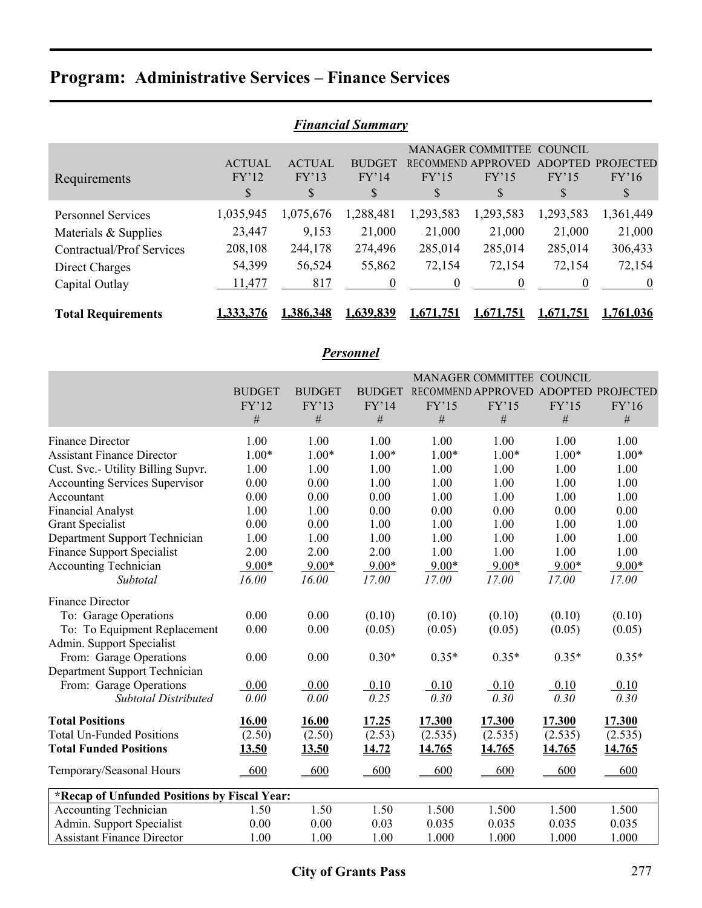# Program: Administrative Services – Finance Services

## *Financial Summary*

| Requirements | ACTUAL FY'12 $ | ACTUAL FY'13 $ | BUDGET FY'14 $ | MANAGER RECOMMEND FY'15 $ | COMMITTEE APPROVED FY'15 $ | COUNCIL ADOPTED FY'15 $ | PROJECTED FY'16 $ |
|---|---|---|---|---|---|---|---|
| Personnel Services | 1,035,945 | 1,075,676 | 1,288,481 | 1,293,583 | 1,293,583 | 1,293,583 | 1,361,449 |
| Materials & Supplies | 23,447 | 9,153 | 21,000 | 21,000 | 21,000 | 21,000 | 21,000 |
| Contractual/Prof Services | 208,108 | 244,178 | 274,496 | 285,014 | 285,014 | 285,014 | 306,433 |
| Direct Charges | 54,399 | 56,524 | 55,862 | 72,154 | 72,154 | 72,154 | 72,154 |
| Capital Outlay | 11,477 | 817 | 0 | 0 | 0 | 0 | 0 |
| **Total Requirements** | **1,333,376** | **1,386,348** | **1,639,839** | **1,671,751** | **1,671,751** | **1,671,751** | **1,761,036** |

## *Personnel*

| | BUDGET FY'12 # | BUDGET FY'13 # | BUDGET FY'14 # | MANAGER RECOMMEND FY'15 # | COMMITTEE APPROVED FY'15 # | COUNCIL ADOPTED FY'15 # | PROJECTED FY'16 # |
|---|---|---|---|---|---|---|---|
| Finance Director | 1.00 | 1.00 | 1.00 | 1.00 | 1.00 | 1.00 | 1.00 |
| Assistant Finance Director | 1.00* | 1.00* | 1.00* | 1.00* | 1.00* | 1.00* | 1.00* |
| Cust. Svc.- Utility Billing Supvr. | 1.00 | 1.00 | 1.00 | 1.00 | 1.00 | 1.00 | 1.00 |
| Accounting Services Supervisor | 0.00 | 0.00 | 1.00 | 1.00 | 1.00 | 1.00 | 1.00 |
| Accountant | 0.00 | 0.00 | 0.00 | 1.00 | 1.00 | 1.00 | 1.00 |
| Financial Analyst | 1.00 | 1.00 | 0.00 | 0.00 | 0.00 | 0.00 | 0.00 |
| Grant Specialist | 0.00 | 0.00 | 1.00 | 1.00 | 1.00 | 1.00 | 1.00 |
| Department Support Technician | 1.00 | 1.00 | 1.00 | 1.00 | 1.00 | 1.00 | 1.00 |
| Finance Support Specialist | 2.00 | 2.00 | 2.00 | 1.00 | 1.00 | 1.00 | 1.00 |
| Accounting Technician | 9.00* | 9.00* | 9.00* | 9.00* | 9.00* | 9.00* | 9.00* |
| *Subtotal* | *16.00* | *16.00* | *17.00* | *17.00* | *17.00* | *17.00* | *17.00* |
| Finance Director | | | | | | | |
| To: Garage Operations | 0.00 | 0.00 | (0.10) | (0.10) | (0.10) | (0.10) | (0.10) |
| To: To Equipment Replacement | 0.00 | 0.00 | (0.05) | (0.05) | (0.05) | (0.05) | (0.05) |
| Admin. Support Specialist | | | | | | | |
| From: Garage Operations | 0.00 | 0.00 | 0.30* | 0.35* | 0.35* | 0.35* | 0.35* |
| Department Support Technician | | | | | | | |
| From: Garage Operations | 0.00 | 0.00 | 0.10 | 0.10 | 0.10 | 0.10 | 0.10 |
| *Subtotal Distributed* | *0.00* | *0.00* | *0.25* | *0.30* | *0.30* | *0.30* | *0.30* |
| **Total Positions** | **16.00** | **16.00** | **17.25** | **17.300** | **17.300** | **17.300** | **17.300** |
| Total Un-Funded Positions | (2.50) | (2.50) | (2.53) | (2.535) | (2.535) | (2.535) | (2.535) |
| **Total Funded Positions** | **13.50** | **13.50** | **14.72** | **14.765** | **14.765** | **14.765** | **14.765** |
| Temporary/Seasonal Hours | 600 | 600 | 600 | 600 | 600 | 600 | 600 |

| **\*Recap of Unfunded Positions by Fiscal Year:** | | | | | | | |
|---|---|---|---|---|---|---|---|
| Accounting Technician | 1.50 | 1.50 | 1.50 | 1.500 | 1.500 | 1.500 | 1.500 |
| Admin. Support Specialist | 0.00 | 0.00 | 0.03 | 0.035 | 0.035 | 0.035 | 0.035 |
| Assistant Finance Director | 1.00 | 1.00 | 1.00 | 1.000 | 1.000 | 1.000 | 1.000 |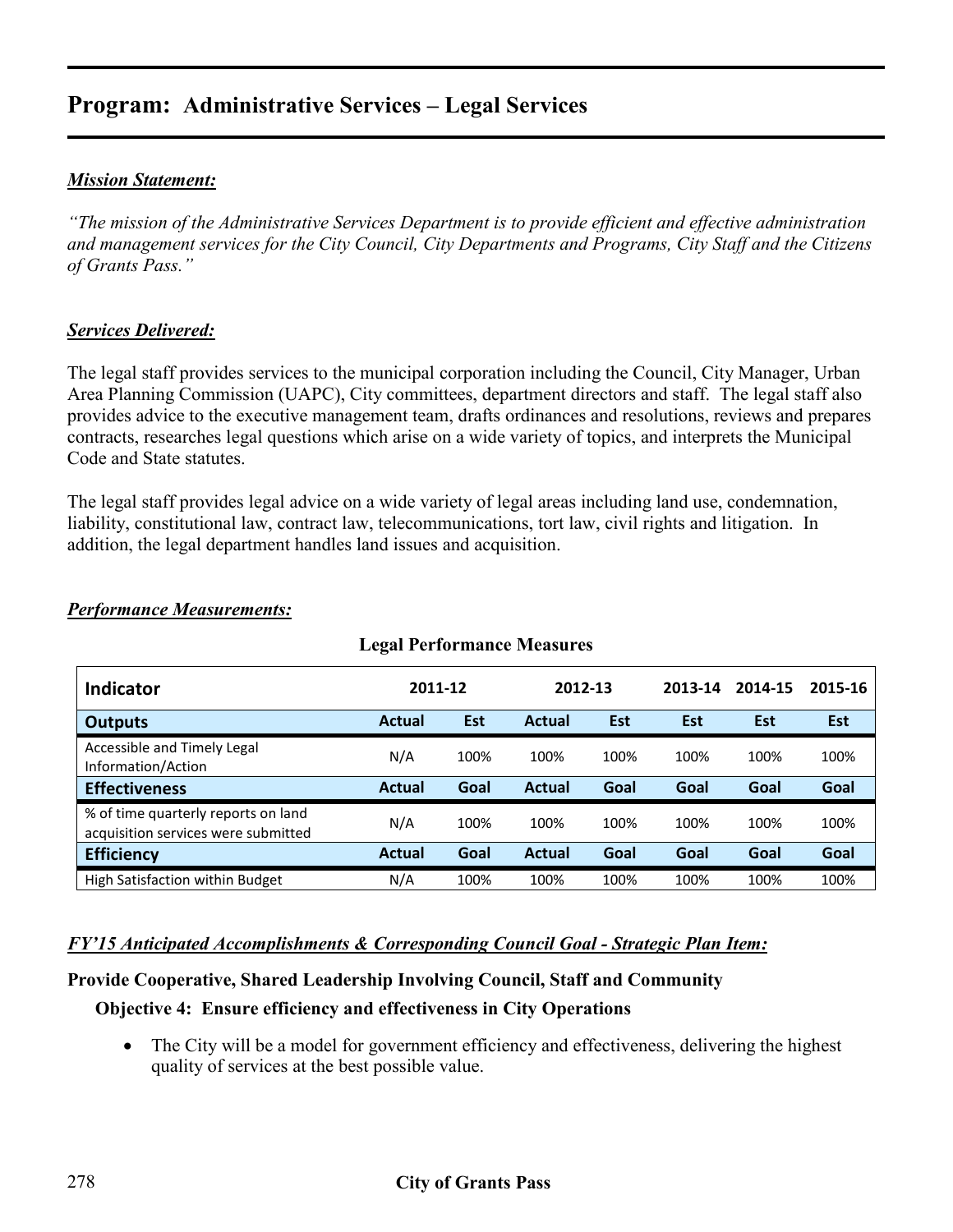# Program: Administrative Services – Legal Services

***Mission Statement:***

*"The mission of the Administrative Services Department is to provide efficient and effective administration and management services for the City Council, City Departments and Programs, City Staff and the Citizens of Grants Pass."*

***Services Delivered:***

The legal staff provides services to the municipal corporation including the Council, City Manager, Urban Area Planning Commission (UAPC), City committees, department directors and staff. The legal staff also provides advice to the executive management team, drafts ordinances and resolutions, reviews and prepares contracts, researches legal questions which arise on a wide variety of topics, and interprets the Municipal Code and State statutes.

The legal staff provides legal advice on a wide variety of legal areas including land use, condemnation, liability, constitutional law, contract law, telecommunications, tort law, civil rights and litigation. In addition, the legal department handles land issues and acquisition.

***Performance Measurements:***

**Legal Performance Measures**

| Indicator | 2011-12 | | 2012-13 | | 2013-14 | 2014-15 | 2015-16 |
|---|---|---|---|---|---|---|---|
| **Outputs** | **Actual** | **Est** | **Actual** | **Est** | **Est** | **Est** | **Est** |
| Accessible and Timely Legal Information/Action | N/A | 100% | 100% | 100% | 100% | 100% | 100% |
| **Effectiveness** | **Actual** | **Goal** | **Actual** | **Goal** | **Goal** | **Goal** | **Goal** |
| % of time quarterly reports on land acquisition services were submitted | N/A | 100% | 100% | 100% | 100% | 100% | 100% |
| **Efficiency** | **Actual** | **Goal** | **Actual** | **Goal** | **Goal** | **Goal** | **Goal** |
| High Satisfaction within Budget | N/A | 100% | 100% | 100% | 100% | 100% | 100% |

***FY'15 Anticipated Accomplishments & Corresponding Council Goal - Strategic Plan Item:***

**Provide Cooperative, Shared Leadership Involving Council, Staff and Community**

**Objective 4: Ensure efficiency and effectiveness in City Operations**

- The City will be a model for government efficiency and effectiveness, delivering the highest quality of services at the best possible value.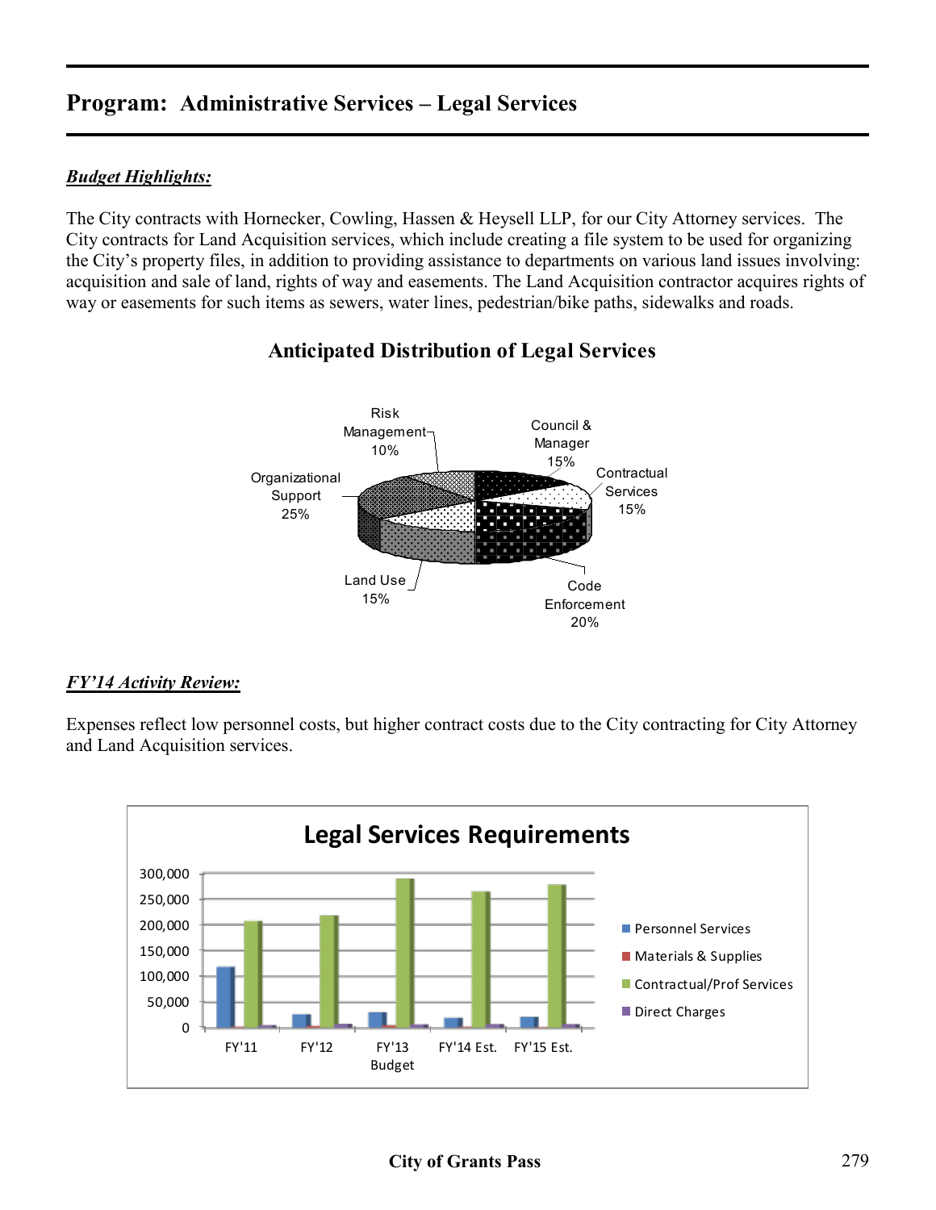## Program: Administrative Services – Legal Services

***Budget Highlights:***

The City contracts with Hornecker, Cowling, Hassen & Heysell LLP, for our City Attorney services. The City contracts for Land Acquisition services, which include creating a file system to be used for organizing the City's property files, in addition to providing assistance to departments on various land issues involving: acquisition and sale of land, rights of way and easements. The Land Acquisition contractor acquires rights of way or easements for such items as sewers, water lines, pedestrian/bike paths, sidewalks and roads.

### Anticipated Distribution of Legal Services

Risk Management 10%
Council & Manager 15%
Contractual Services 15%
Code Enforcement 20%
Land Use 15%
Organizational Support 25%

***FY'14 Activity Review:***

Expenses reflect low personnel costs, but higher contract costs due to the City contracting for City Attorney and Land Acquisition services.

### Legal Services Requirements

Personnel Services
Materials & Supplies
Contractual/Prof Services
Direct Charges

FY'11, FY'12, FY'13 Budget, FY'14 Est., FY'15 Est.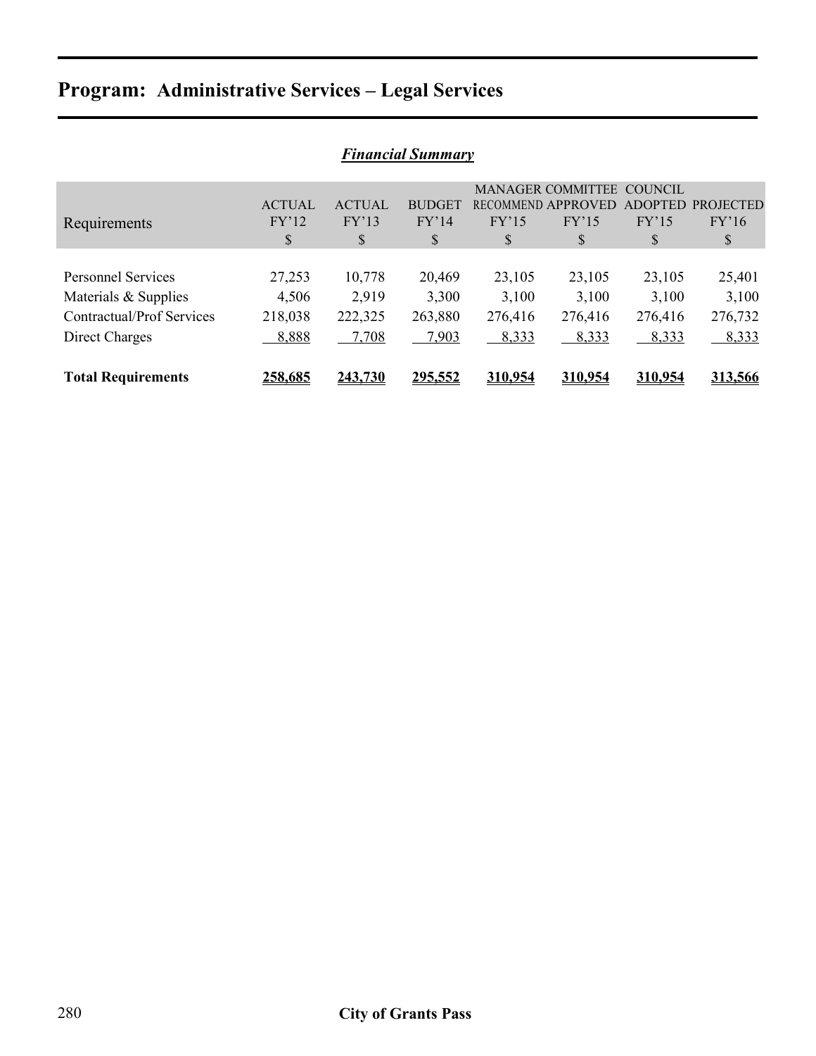# Program: Administrative Services – Legal Services

***Financial Summary***

| Requirements | ACTUAL FY'12 $ | ACTUAL FY'13 $ | BUDGET FY'14 $ | MANAGER RECOMMEND FY'15 $ | COMMITTEE APPROVED FY'15 $ | COUNCIL ADOPTED FY'15 $ | PROJECTED FY'16 $ |
|---|---|---|---|---|---|---|---|
| Personnel Services | 27,253 | 10,778 | 20,469 | 23,105 | 23,105 | 23,105 | 25,401 |
| Materials & Supplies | 4,506 | 2,919 | 3,300 | 3,100 | 3,100 | 3,100 | 3,100 |
| Contractual/Prof Services | 218,038 | 222,325 | 263,880 | 276,416 | 276,416 | 276,416 | 276,732 |
| Direct Charges | 8,888 | 7,708 | 7,903 | 8,333 | 8,333 | 8,333 | 8,333 |
| **Total Requirements** | **258,685** | **243,730** | **295,552** | **310,954** | **310,954** | **310,954** | **313,566** |

**City of Grants Pass**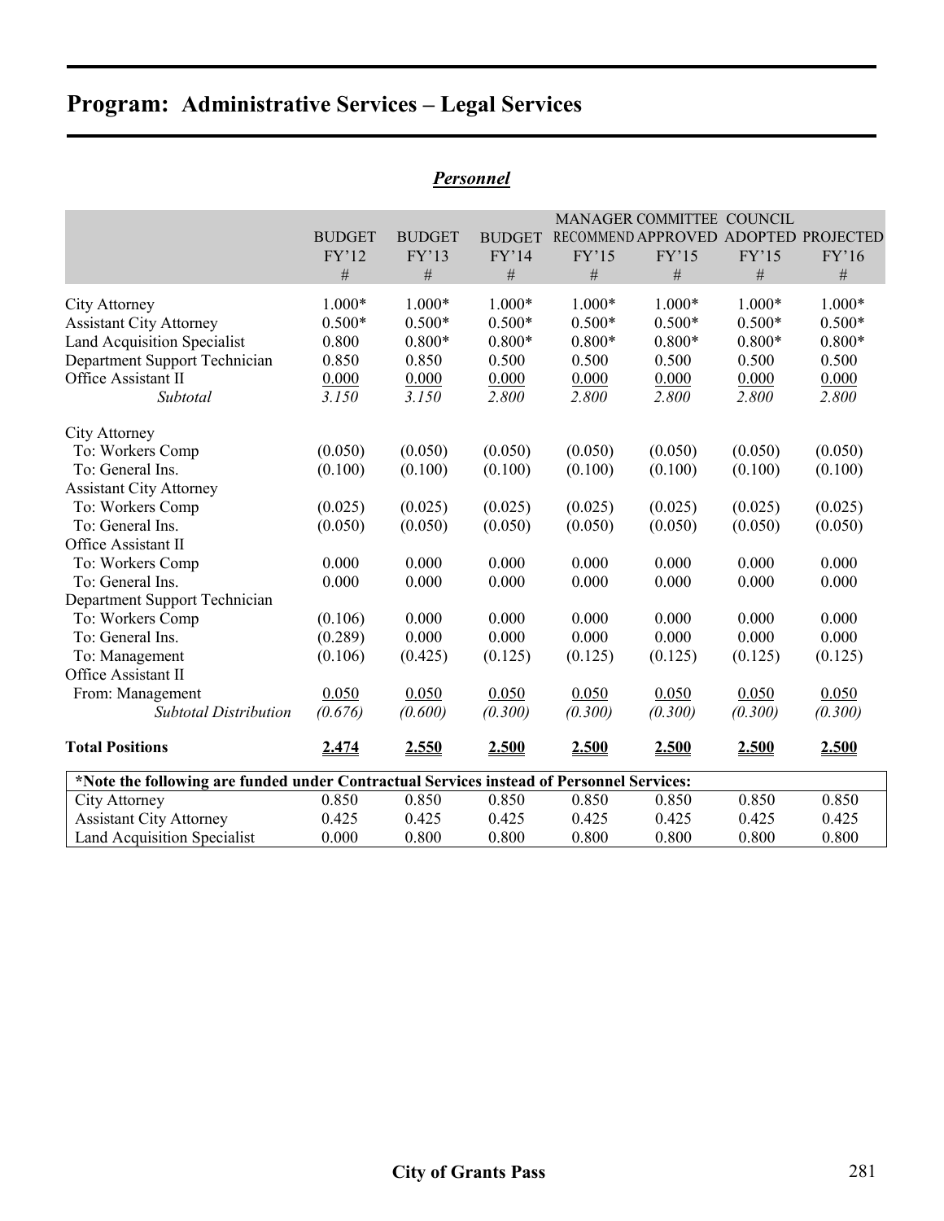# Program: Administrative Services – Legal Services

***Personnel***

| | BUDGET FY'12 # | BUDGET FY'13 # | BUDGET FY'14 # | MANAGER RECOMMEND FY'15 # | COMMITTEE APPROVED FY'15 # | COUNCIL ADOPTED FY'15 # | PROJECTED FY'16 # |
|---|---|---|---|---|---|---|---|
| City Attorney | 1.000* | 1.000* | 1.000* | 1.000* | 1.000* | 1.000* | 1.000* |
| Assistant City Attorney | 0.500* | 0.500* | 0.500* | 0.500* | 0.500* | 0.500* | 0.500* |
| Land Acquisition Specialist | 0.800 | 0.800* | 0.800* | 0.800* | 0.800* | 0.800* | 0.800* |
| Department Support Technician | 0.850 | 0.850 | 0.500 | 0.500 | 0.500 | 0.500 | 0.500 |
| Office Assistant II | 0.000 | 0.000 | 0.000 | 0.000 | 0.000 | 0.000 | 0.000 |
| *Subtotal* | *3.150* | *3.150* | *2.800* | *2.800* | *2.800* | *2.800* | *2.800* |
| City Attorney | | | | | | | |
| To: Workers Comp | (0.050) | (0.050) | (0.050) | (0.050) | (0.050) | (0.050) | (0.050) |
| To: General Ins. | (0.100) | (0.100) | (0.100) | (0.100) | (0.100) | (0.100) | (0.100) |
| Assistant City Attorney | | | | | | | |
| To: Workers Comp | (0.025) | (0.025) | (0.025) | (0.025) | (0.025) | (0.025) | (0.025) |
| To: General Ins. | (0.050) | (0.050) | (0.050) | (0.050) | (0.050) | (0.050) | (0.050) |
| Office Assistant II | | | | | | | |
| To: Workers Comp | 0.000 | 0.000 | 0.000 | 0.000 | 0.000 | 0.000 | 0.000 |
| To: General Ins. | 0.000 | 0.000 | 0.000 | 0.000 | 0.000 | 0.000 | 0.000 |
| Department Support Technician | | | | | | | |
| To: Workers Comp | (0.106) | 0.000 | 0.000 | 0.000 | 0.000 | 0.000 | 0.000 |
| To: General Ins. | (0.289) | 0.000 | 0.000 | 0.000 | 0.000 | 0.000 | 0.000 |
| To: Management | (0.106) | (0.425) | (0.125) | (0.125) | (0.125) | (0.125) | (0.125) |
| Office Assistant II | | | | | | | |
| From: Management | 0.050 | 0.050 | 0.050 | 0.050 | 0.050 | 0.050 | 0.050 |
| *Subtotal Distribution* | *(0.676)* | *(0.600)* | *(0.300)* | *(0.300)* | *(0.300)* | *(0.300)* | *(0.300)* |
| **Total Positions** | **2.474** | **2.550** | **2.500** | **2.500** | **2.500** | **2.500** | **2.500** |

| **\*Note the following are funded under Contractual Services instead of Personnel Services:** | | | | | | | |
|---|---|---|---|---|---|---|---|
| City Attorney | 0.850 | 0.850 | 0.850 | 0.850 | 0.850 | 0.850 | 0.850 |
| Assistant City Attorney | 0.425 | 0.425 | 0.425 | 0.425 | 0.425 | 0.425 | 0.425 |
| Land Acquisition Specialist | 0.000 | 0.800 | 0.800 | 0.800 | 0.800 | 0.800 | 0.800 |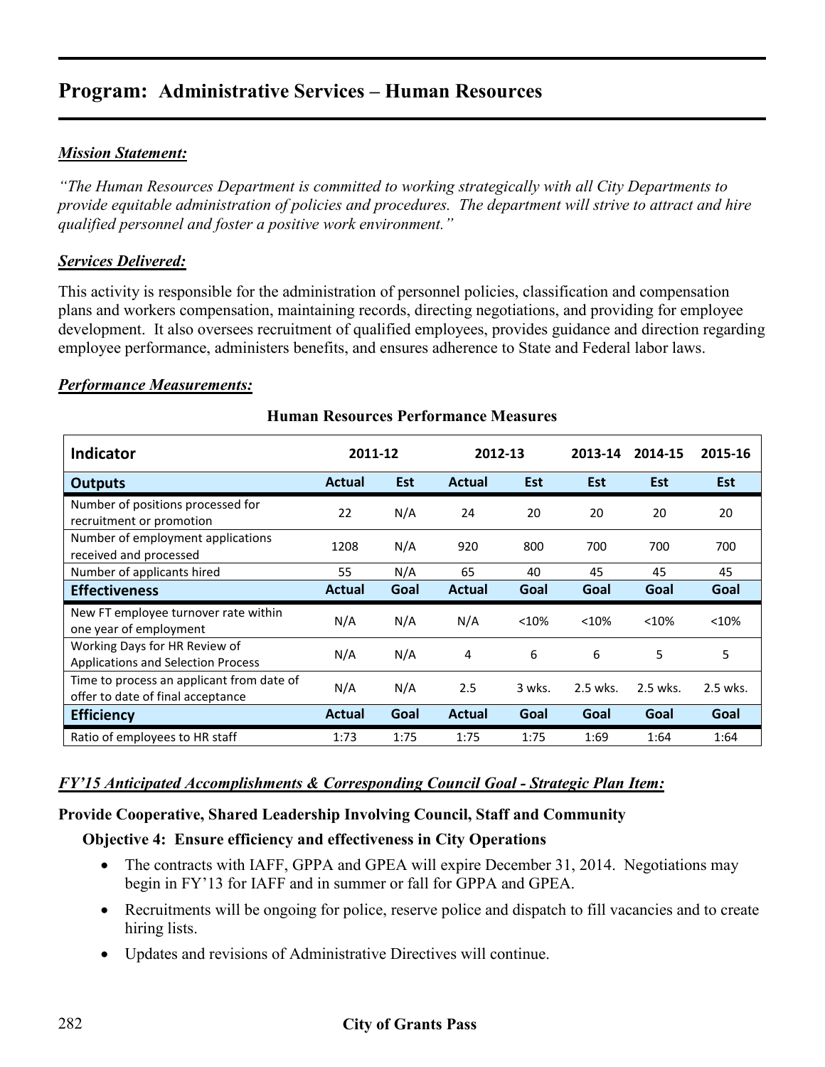# Program: Administrative Services – Human Resources

***Mission Statement:***

*"The Human Resources Department is committed to working strategically with all City Departments to provide equitable administration of policies and procedures. The department will strive to attract and hire qualified personnel and foster a positive work environment."*

***Services Delivered:***

This activity is responsible for the administration of personnel policies, classification and compensation plans and workers compensation, maintaining records, directing negotiations, and providing for employee development. It also oversees recruitment of qualified employees, provides guidance and direction regarding employee performance, administers benefits, and ensures adherence to State and Federal labor laws.

***Performance Measurements:***

**Human Resources Performance Measures**

| Indicator | 2011-12 | | 2012-13 | | 2013-14 | 2014-15 | 2015-16 |
|---|---|---|---|---|---|---|---|
| **Outputs** | **Actual** | **Est** | **Actual** | **Est** | **Est** | **Est** | **Est** |
| Number of positions processed for recruitment or promotion | 22 | N/A | 24 | 20 | 20 | 20 | 20 |
| Number of employment applications received and processed | 1208 | N/A | 920 | 800 | 700 | 700 | 700 |
| Number of applicants hired | 55 | N/A | 65 | 40 | 45 | 45 | 45 |
| **Effectiveness** | **Actual** | **Goal** | **Actual** | **Goal** | **Goal** | **Goal** | **Goal** |
| New FT employee turnover rate within one year of employment | N/A | N/A | N/A | <10% | <10% | <10% | <10% |
| Working Days for HR Review of Applications and Selection Process | N/A | N/A | 4 | 6 | 6 | 5 | 5 |
| Time to process an applicant from date of offer to date of final acceptance | N/A | N/A | 2.5 | 3 wks. | 2.5 wks. | 2.5 wks. | 2.5 wks. |
| **Efficiency** | **Actual** | **Goal** | **Actual** | **Goal** | **Goal** | **Goal** | **Goal** |
| Ratio of employees to HR staff | 1:73 | 1:75 | 1:75 | 1:75 | 1:69 | 1:64 | 1:64 |

***FY'15 Anticipated Accomplishments & Corresponding Council Goal - Strategic Plan Item:***

**Provide Cooperative, Shared Leadership Involving Council, Staff and Community**

**Objective 4: Ensure efficiency and effectiveness in City Operations**

- The contracts with IAFF, GPPA and GPEA will expire December 31, 2014. Negotiations may begin in FY'13 for IAFF and in summer or fall for GPPA and GPEA.
- Recruitments will be ongoing for police, reserve police and dispatch to fill vacancies and to create hiring lists.
- Updates and revisions of Administrative Directives will continue.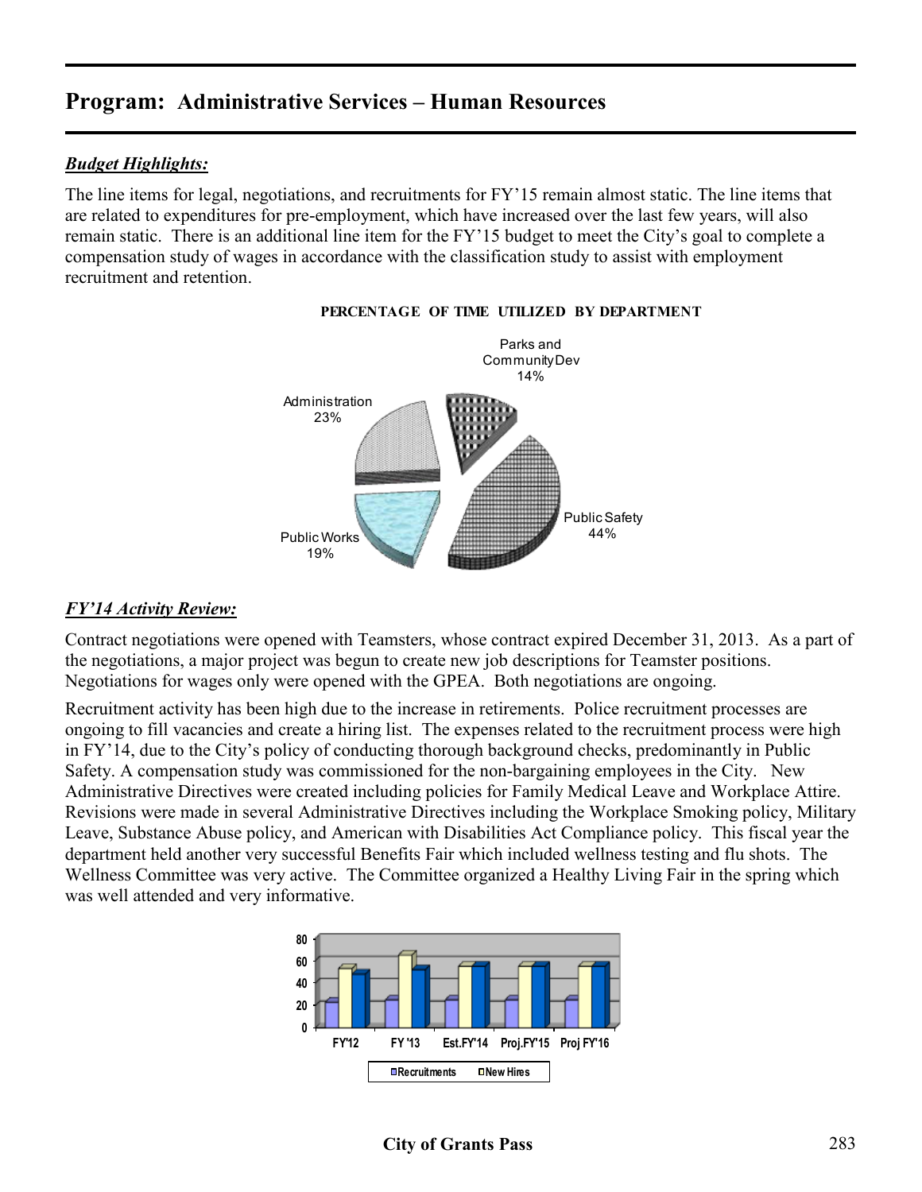## Program: Administrative Services – Human Resources

***Budget Highlights:***

The line items for legal, negotiations, and recruitments for FY'15 remain almost static. The line items that are related to expenditures for pre-employment, which have increased over the last few years, will also remain static. There is an additional line item for the FY'15 budget to meet the City's goal to complete a compensation study of wages in accordance with the classification study to assist with employment recruitment and retention.

**PERCENTAGE OF TIME UTILIZED BY DEPARTMENT**

| Department | Percentage |
|---|---|
| Parks and Community Dev | 14% |
| Public Safety | 44% |
| Public Works | 19% |
| Administration | 23% |

***FY'14 Activity Review:***

Contract negotiations were opened with Teamsters, whose contract expired December 31, 2013. As a part of the negotiations, a major project was begun to create new job descriptions for Teamster positions. Negotiations for wages only were opened with the GPEA. Both negotiations are ongoing.

Recruitment activity has been high due to the increase in retirements. Police recruitment processes are ongoing to fill vacancies and create a hiring list. The expenses related to the recruitment process were high in FY'14, due to the City's policy of conducting thorough background checks, predominantly in Public Safety. A compensation study was commissioned for the non-bargaining employees in the City. New Administrative Directives were created including policies for Family Medical Leave and Workplace Attire. Revisions were made in several Administrative Directives including the Workplace Smoking policy, Military Leave, Substance Abuse policy, and American with Disabilities Act Compliance policy. This fiscal year the department held another very successful Benefits Fair which included wellness testing and flu shots. The Wellness Committee was very active. The Committee organized a Healthy Living Fair in the spring which was well attended and very informative.

Chart legend: Recruitments, New Hires. Y-axis: 0, 20, 40, 60, 80. X-axis: FY'12, FY '13, Est.FY'14, Proj.FY'15, Proj FY'16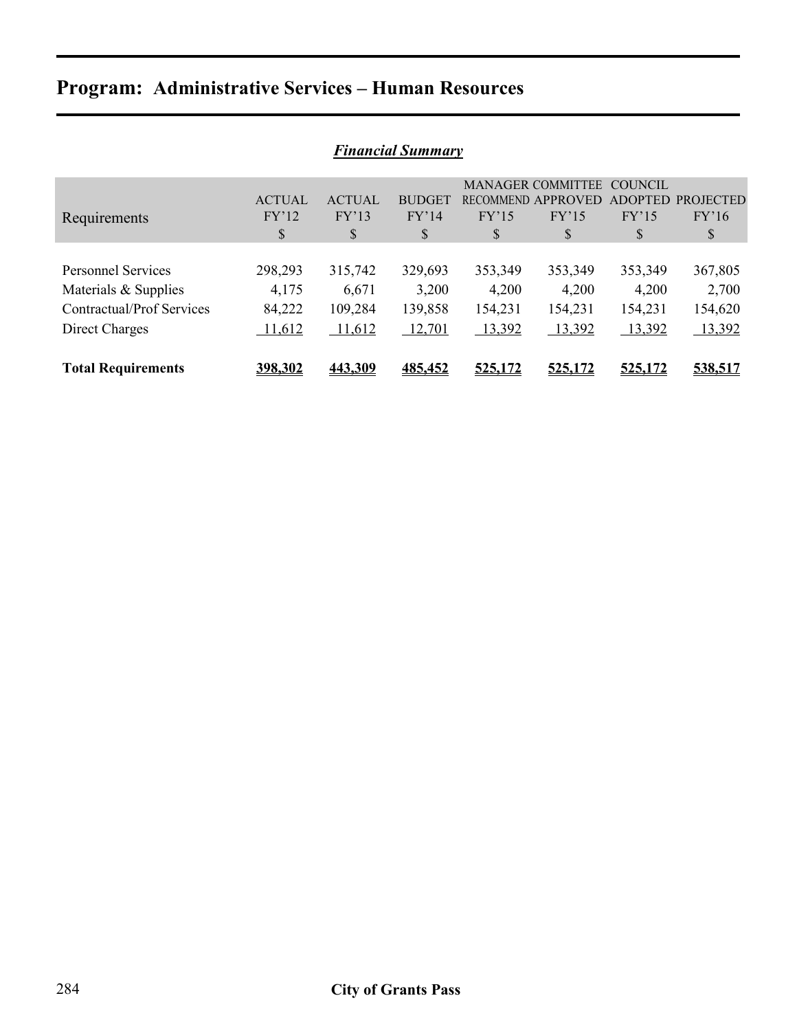# Program: Administrative Services – Human Resources

***Financial Summary***

| Requirements | ACTUAL FY'12 $ | ACTUAL FY'13 $ | BUDGET FY'14 $ | MANAGER RECOMMEND FY'15 $ | COMMITTEE APPROVED FY'15 $ | COUNCIL ADOPTED FY'15 $ | PROJECTED FY'16 $ |
|---|---|---|---|---|---|---|---|
| Personnel Services | 298,293 | 315,742 | 329,693 | 353,349 | 353,349 | 353,349 | 367,805 |
| Materials & Supplies | 4,175 | 6,671 | 3,200 | 4,200 | 4,200 | 4,200 | 2,700 |
| Contractual/Prof Services | 84,222 | 109,284 | 139,858 | 154,231 | 154,231 | 154,231 | 154,620 |
| Direct Charges | 11,612 | 11,612 | 12,701 | 13,392 | 13,392 | 13,392 | 13,392 |
| **Total Requirements** | **398,302** | **443,309** | **485,452** | **525,172** | **525,172** | **525,172** | **538,517** |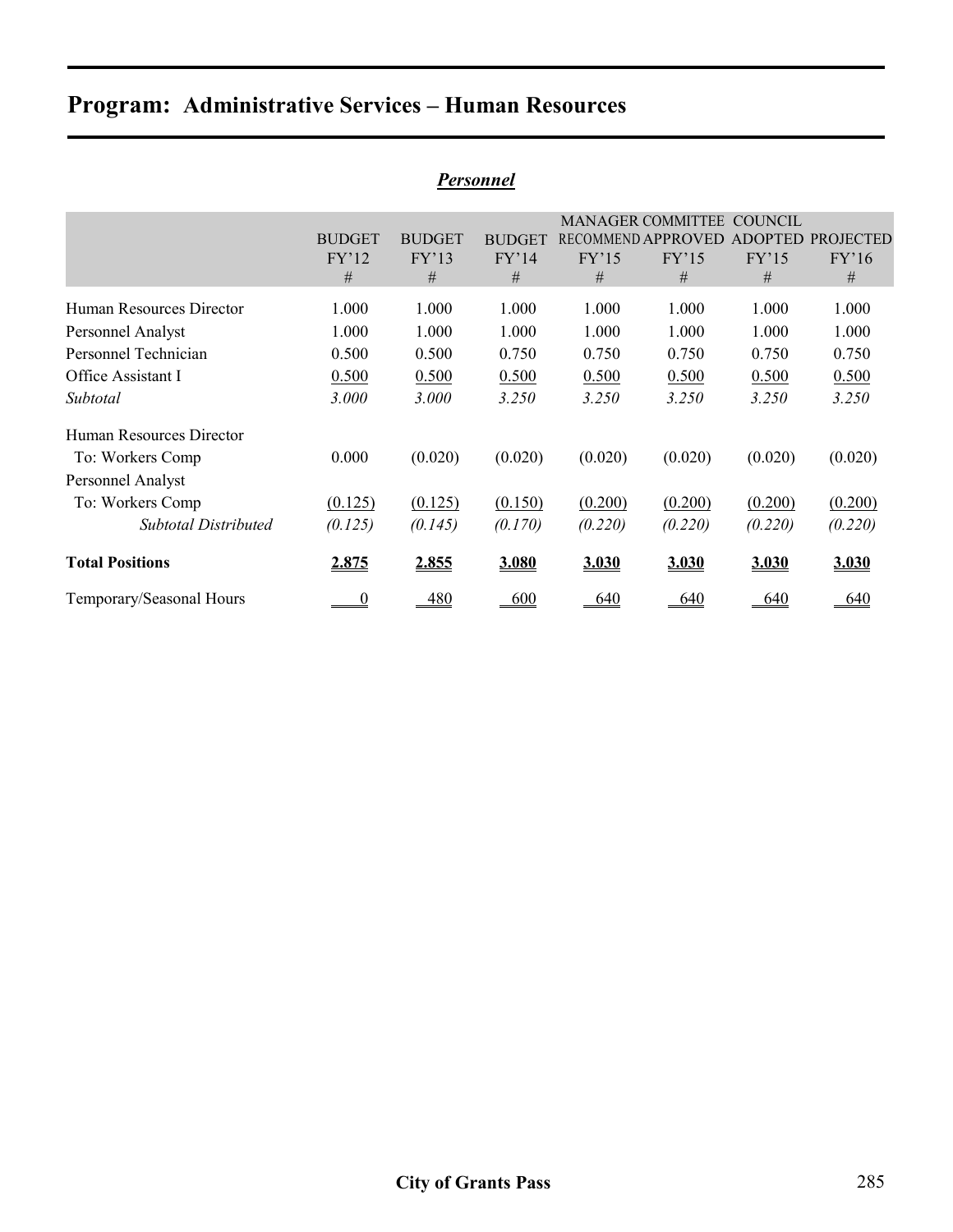# Program: Administrative Services – Human Resources

## *Personnel*

| | BUDGET FY'12 # | BUDGET FY'13 # | BUDGET FY'14 # | MANAGER RECOMMEND FY'15 # | COMMITTEE APPROVED FY'15 # | COUNCIL ADOPTED FY'15 # | PROJECTED FY'16 # |
|---|---|---|---|---|---|---|---|
| Human Resources Director | 1.000 | 1.000 | 1.000 | 1.000 | 1.000 | 1.000 | 1.000 |
| Personnel Analyst | 1.000 | 1.000 | 1.000 | 1.000 | 1.000 | 1.000 | 1.000 |
| Personnel Technician | 0.500 | 0.500 | 0.750 | 0.750 | 0.750 | 0.750 | 0.750 |
| Office Assistant I | 0.500 | 0.500 | 0.500 | 0.500 | 0.500 | 0.500 | 0.500 |
| *Subtotal* | *3.000* | *3.000* | *3.250* | *3.250* | *3.250* | *3.250* | *3.250* |
| Human Resources Director | | | | | | | |
| To: Workers Comp | 0.000 | (0.020) | (0.020) | (0.020) | (0.020) | (0.020) | (0.020) |
| Personnel Analyst | | | | | | | |
| To: Workers Comp | (0.125) | (0.125) | (0.150) | (0.200) | (0.200) | (0.200) | (0.200) |
| *Subtotal Distributed* | *(0.125)* | *(0.145)* | *(0.170)* | *(0.220)* | *(0.220)* | *(0.220)* | *(0.220)* |
| **Total Positions** | **2.875** | **2.855** | **3.080** | **3.030** | **3.030** | **3.030** | **3.030** |
| Temporary/Seasonal Hours | 0 | 480 | 600 | 640 | 640 | 640 | 640 |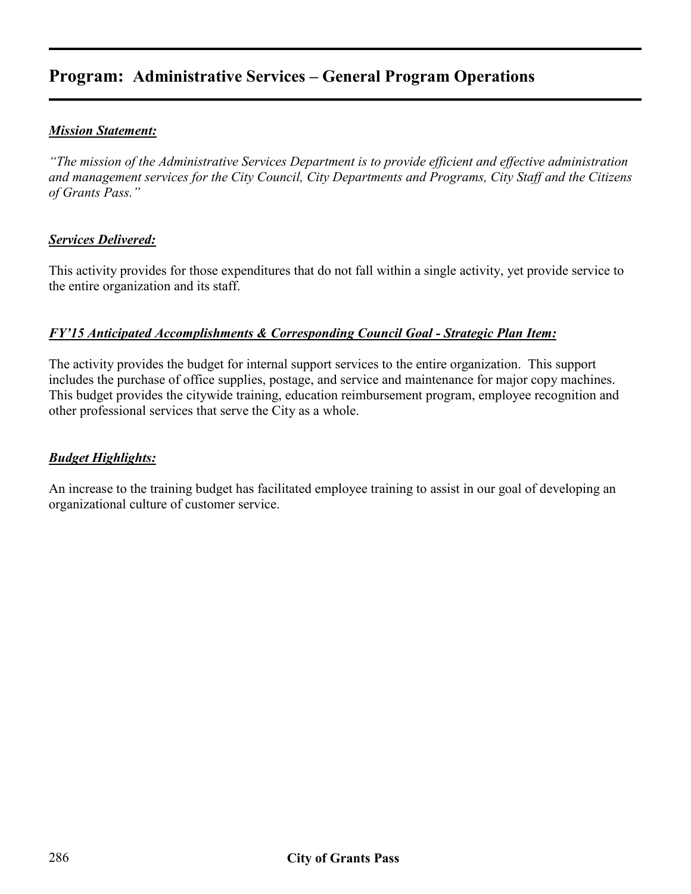# Program: Administrative Services – General Program Operations

***Mission Statement:***

*"The mission of the Administrative Services Department is to provide efficient and effective administration and management services for the City Council, City Departments and Programs, City Staff and the Citizens of Grants Pass."*

***Services Delivered:***

This activity provides for those expenditures that do not fall within a single activity, yet provide service to the entire organization and its staff.

***FY'15 Anticipated Accomplishments & Corresponding Council Goal - Strategic Plan Item:***

The activity provides the budget for internal support services to the entire organization. This support includes the purchase of office supplies, postage, and service and maintenance for major copy machines. This budget provides the citywide training, education reimbursement program, employee recognition and other professional services that serve the City as a whole.

***Budget Highlights:***

An increase to the training budget has facilitated employee training to assist in our goal of developing an organizational culture of customer service.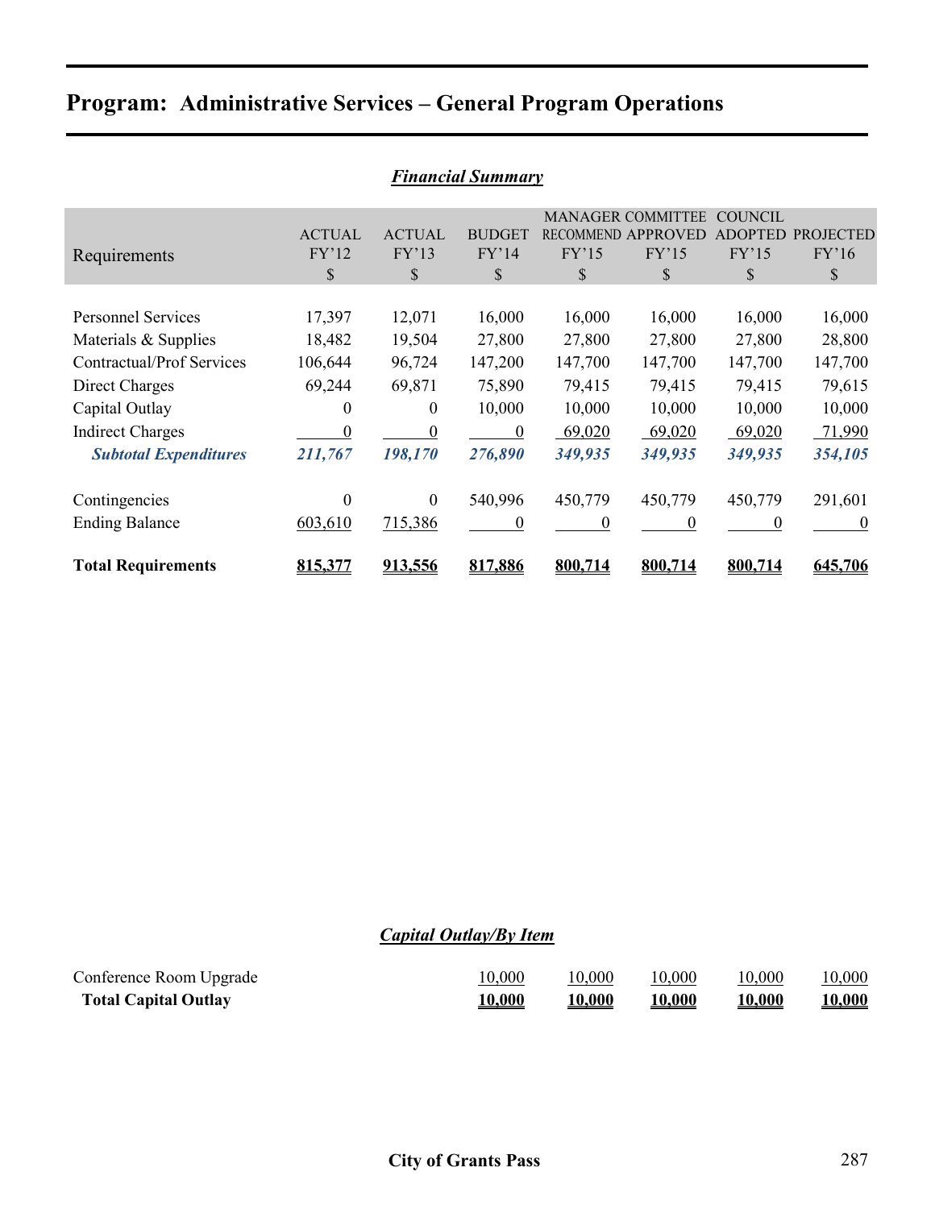# Program: Administrative Services – General Program Operations

## *Financial Summary*

| Requirements | ACTUAL FY'12 $ | ACTUAL FY'13 $ | BUDGET FY'14 $ | MANAGER RECOMMEND FY'15 $ | COMMITTEE APPROVED FY'15 $ | COUNCIL ADOPTED FY'15 $ | PROJECTED FY'16 $ |
|---|---|---|---|---|---|---|---|
| Personnel Services | 17,397 | 12,071 | 16,000 | 16,000 | 16,000 | 16,000 | 16,000 |
| Materials & Supplies | 18,482 | 19,504 | 27,800 | 27,800 | 27,800 | 27,800 | 28,800 |
| Contractual/Prof Services | 106,644 | 96,724 | 147,200 | 147,700 | 147,700 | 147,700 | 147,700 |
| Direct Charges | 69,244 | 69,871 | 75,890 | 79,415 | 79,415 | 79,415 | 79,615 |
| Capital Outlay | 0 | 0 | 10,000 | 10,000 | 10,000 | 10,000 | 10,000 |
| Indirect Charges | 0 | 0 | 0 | 69,020 | 69,020 | 69,020 | 71,990 |
| ***Subtotal Expenditures*** | ***211,767*** | ***198,170*** | ***276,890*** | ***349,935*** | ***349,935*** | ***349,935*** | ***354,105*** |
| Contingencies | 0 | 0 | 540,996 | 450,779 | 450,779 | 450,779 | 291,601 |
| Ending Balance | 603,610 | 715,386 | 0 | 0 | 0 | 0 | 0 |
| **Total Requirements** | **815,377** | **913,556** | **817,886** | **800,714** | **800,714** | **800,714** | **645,706** |

## *Capital Outlay/By Item*

| | BUDGET FY'14 | MANAGER RECOMMEND FY'15 | COMMITTEE APPROVED FY'15 | COUNCIL ADOPTED FY'15 | PROJECTED FY'16 |
|---|---|---|---|---|---|
| Conference Room Upgrade | 10,000 | 10,000 | 10,000 | 10,000 | 10,000 |
| **Total Capital Outlay** | **10,000** | **10,000** | **10,000** | **10,000** | **10,000** |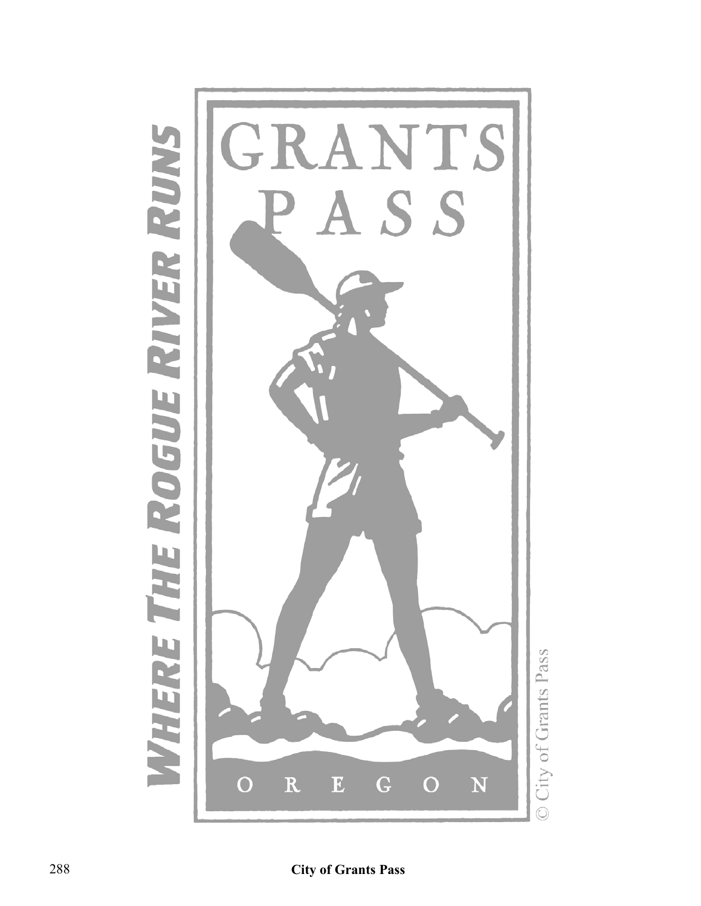WHERE THE ROGUE RIVER RUNS

GRANTS PASS

OREGON

© City of Grants Pass